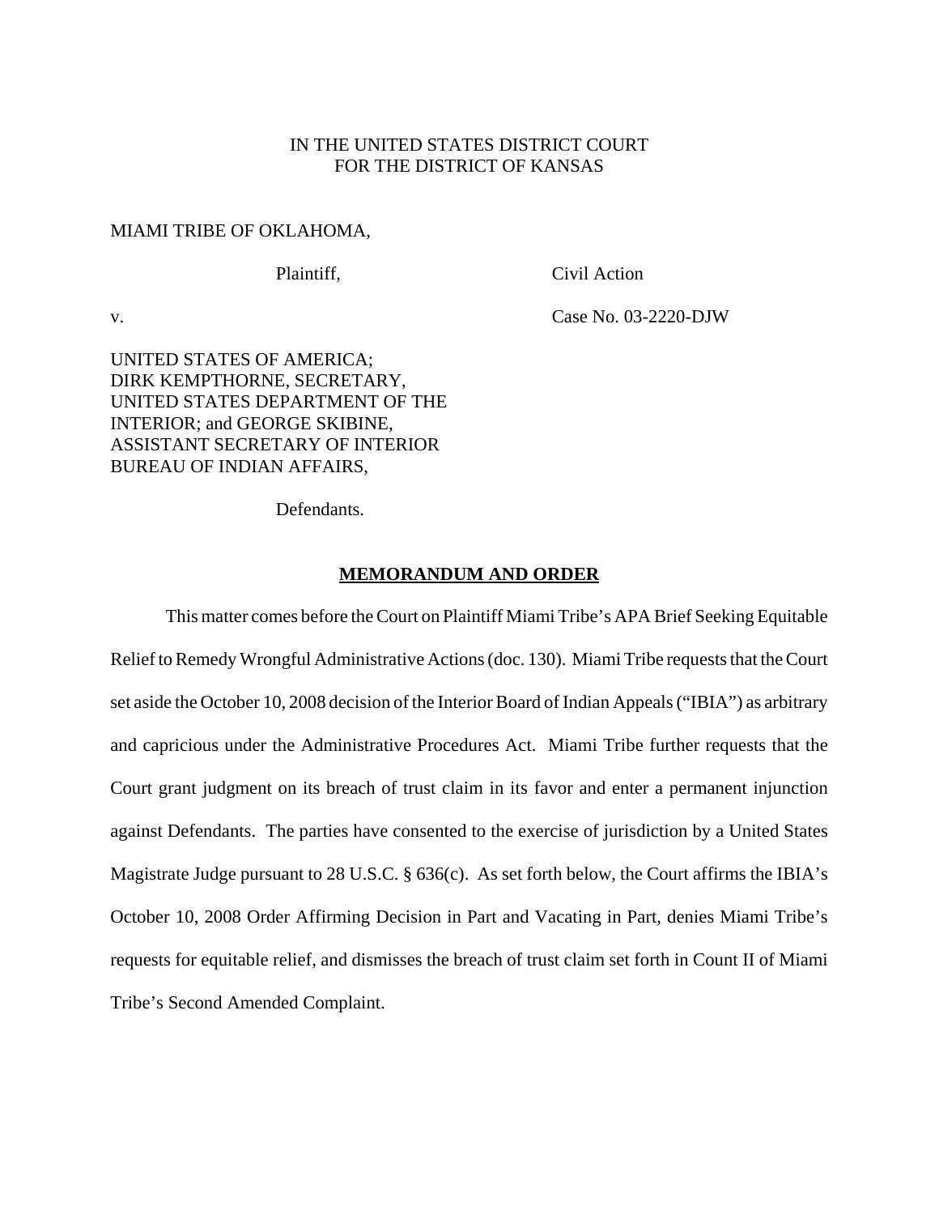IN THE UNITED STATES DISTRICT COURT
FOR THE DISTRICT OF KANSAS

MIAMI TRIBE OF OKLAHOMA,

Plaintiff,

v.

Civil Action

Case No. 03-2220-DJW

UNITED STATES OF AMERICA;
DIRK KEMPTHORNE, SECRETARY,
UNITED STATES DEPARTMENT OF THE
INTERIOR; and GEORGE SKIBINE,
ASSISTANT SECRETARY OF INTERIOR
BUREAU OF INDIAN AFFAIRS,

Defendants.

**MEMORANDUM AND ORDER**

This matter comes before the Court on Plaintiff Miami Tribe's APA Brief Seeking Equitable Relief to Remedy Wrongful Administrative Actions (doc. 130). Miami Tribe requests that the Court set aside the October 10, 2008 decision of the Interior Board of Indian Appeals ("IBIA") as arbitrary and capricious under the Administrative Procedures Act. Miami Tribe further requests that the Court grant judgment on its breach of trust claim in its favor and enter a permanent injunction against Defendants. The parties have consented to the exercise of jurisdiction by a United States Magistrate Judge pursuant to 28 U.S.C. § 636(c). As set forth below, the Court affirms the IBIA's October 10, 2008 Order Affirming Decision in Part and Vacating in Part, denies Miami Tribe's requests for equitable relief, and dismisses the breach of trust claim set forth in Count II of Miami Tribe's Second Amended Complaint.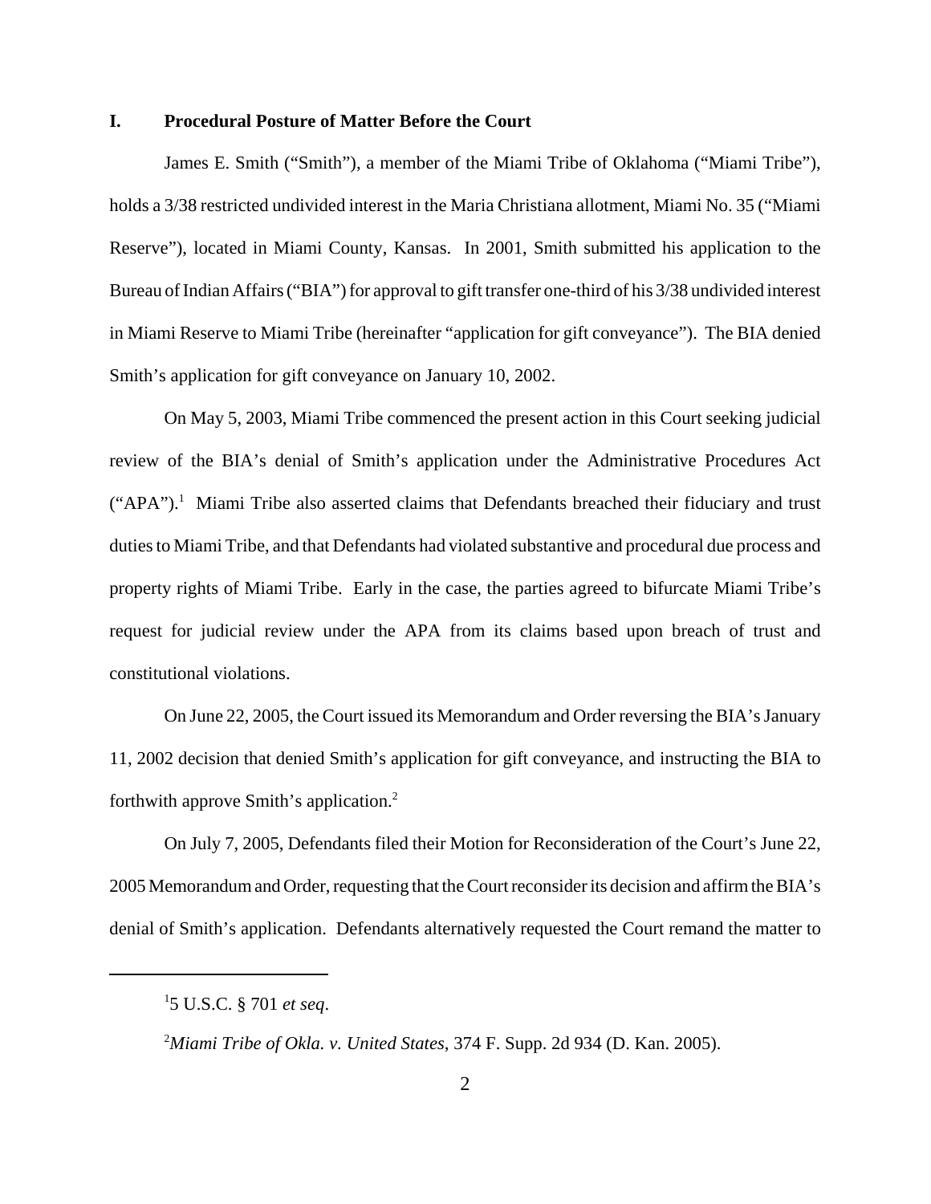## I. Procedural Posture of Matter Before the Court

James E. Smith ("Smith"), a member of the Miami Tribe of Oklahoma ("Miami Tribe"), holds a 3/38 restricted undivided interest in the Maria Christiana allotment, Miami No. 35 ("Miami Reserve"), located in Miami County, Kansas. In 2001, Smith submitted his application to the Bureau of Indian Affairs ("BIA") for approval to gift transfer one-third of his 3/38 undivided interest in Miami Reserve to Miami Tribe (hereinafter "application for gift conveyance"). The BIA denied Smith's application for gift conveyance on January 10, 2002.

On May 5, 2003, Miami Tribe commenced the present action in this Court seeking judicial review of the BIA's denial of Smith's application under the Administrative Procedures Act ("APA").[1] Miami Tribe also asserted claims that Defendants breached their fiduciary and trust duties to Miami Tribe, and that Defendants had violated substantive and procedural due process and property rights of Miami Tribe. Early in the case, the parties agreed to bifurcate Miami Tribe's request for judicial review under the APA from its claims based upon breach of trust and constitutional violations.

On June 22, 2005, the Court issued its Memorandum and Order reversing the BIA's January 11, 2002 decision that denied Smith's application for gift conveyance, and instructing the BIA to forthwith approve Smith's application.[2]

On July 7, 2005, Defendants filed their Motion for Reconsideration of the Court's June 22, 2005 Memorandum and Order, requesting that the Court reconsider its decision and affirm the BIA's denial of Smith's application. Defendants alternatively requested the Court remand the matter to

---

[1] 5 U.S.C. § 701 *et seq*.

[2] *Miami Tribe of Okla. v. United States*, 374 F. Supp. 2d 934 (D. Kan. 2005).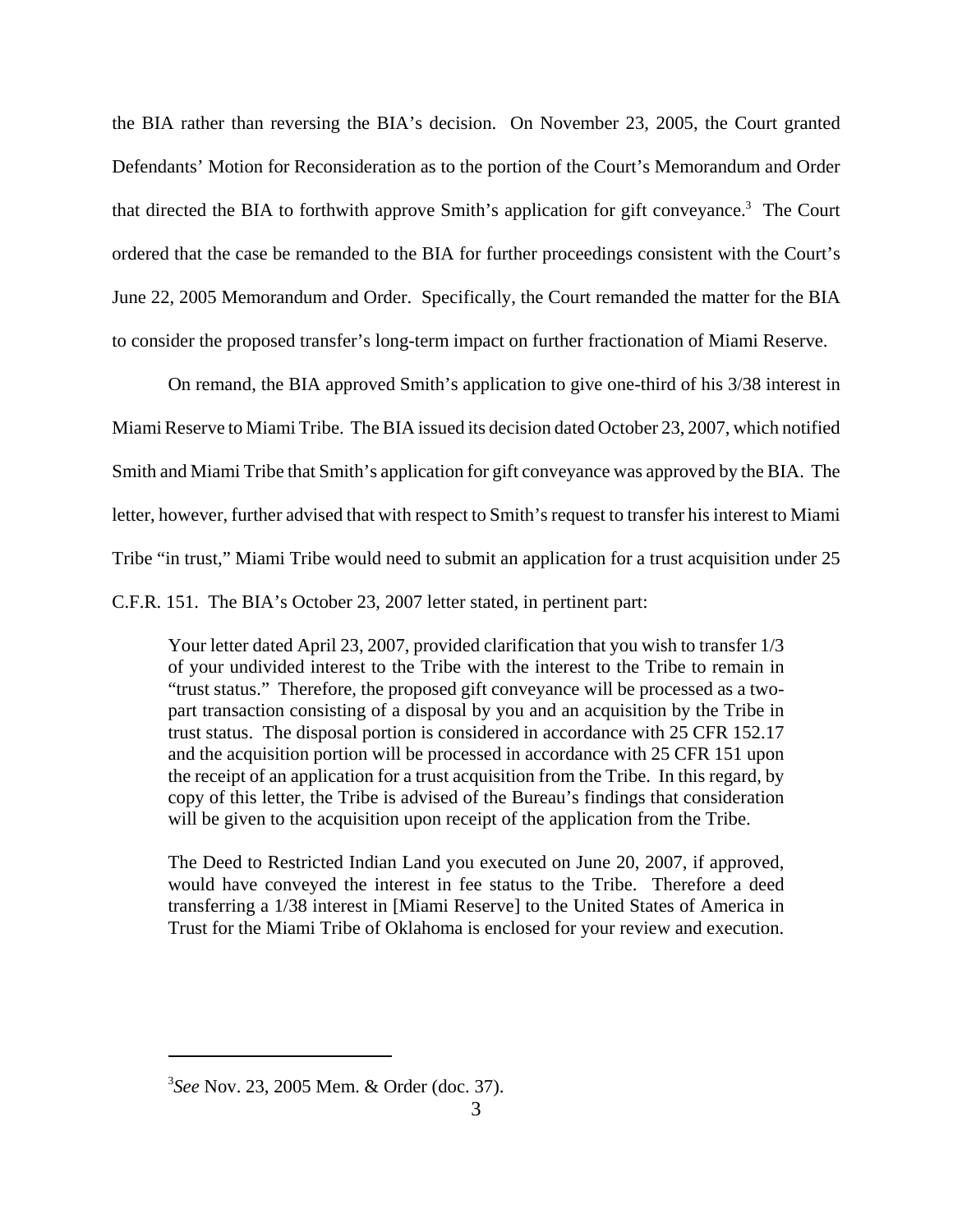the BIA rather than reversing the BIA's decision. On November 23, 2005, the Court granted Defendants' Motion for Reconsideration as to the portion of the Court's Memorandum and Order that directed the BIA to forthwith approve Smith's application for gift conveyance.[3] The Court ordered that the case be remanded to the BIA for further proceedings consistent with the Court's June 22, 2005 Memorandum and Order. Specifically, the Court remanded the matter for the BIA to consider the proposed transfer's long-term impact on further fractionation of Miami Reserve.

On remand, the BIA approved Smith's application to give one-third of his 3/38 interest in Miami Reserve to Miami Tribe. The BIA issued its decision dated October 23, 2007, which notified Smith and Miami Tribe that Smith's application for gift conveyance was approved by the BIA. The letter, however, further advised that with respect to Smith's request to transfer his interest to Miami Tribe "in trust," Miami Tribe would need to submit an application for a trust acquisition under 25 C.F.R. 151. The BIA's October 23, 2007 letter stated, in pertinent part:

> Your letter dated April 23, 2007, provided clarification that you wish to transfer 1/3 of your undivided interest to the Tribe with the interest to the Tribe to remain in "trust status." Therefore, the proposed gift conveyance will be processed as a two-part transaction consisting of a disposal by you and an acquisition by the Tribe in trust status. The disposal portion is considered in accordance with 25 CFR 152.17 and the acquisition portion will be processed in accordance with 25 CFR 151 upon the receipt of an application for a trust acquisition from the Tribe. In this regard, by copy of this letter, the Tribe is advised of the Bureau's findings that consideration will be given to the acquisition upon receipt of the application from the Tribe.
>
> The Deed to Restricted Indian Land you executed on June 20, 2007, if approved, would have conveyed the interest in fee status to the Tribe. Therefore a deed transferring a 1/38 interest in [Miami Reserve] to the United States of America in Trust for the Miami Tribe of Oklahoma is enclosed for your review and execution.

---

[3] *See* Nov. 23, 2005 Mem. & Order (doc. 37).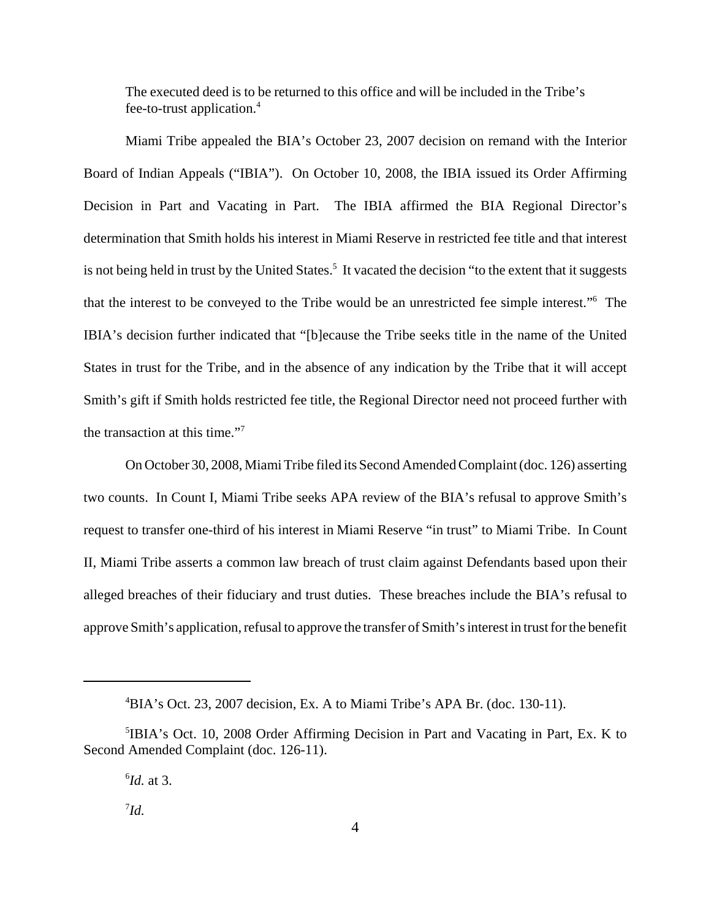> The executed deed is to be returned to this office and will be included in the Tribe's fee-to-trust application.[4]

Miami Tribe appealed the BIA's October 23, 2007 decision on remand with the Interior Board of Indian Appeals ("IBIA"). On October 10, 2008, the IBIA issued its Order Affirming Decision in Part and Vacating in Part. The IBIA affirmed the BIA Regional Director's determination that Smith holds his interest in Miami Reserve in restricted fee title and that interest is not being held in trust by the United States.[5] It vacated the decision "to the extent that it suggests that the interest to be conveyed to the Tribe would be an unrestricted fee simple interest."[6] The IBIA's decision further indicated that "[b]ecause the Tribe seeks title in the name of the United States in trust for the Tribe, and in the absence of any indication by the Tribe that it will accept Smith's gift if Smith holds restricted fee title, the Regional Director need not proceed further with the transaction at this time."[7]

On October 30, 2008, Miami Tribe filed its Second Amended Complaint (doc. 126) asserting two counts. In Count I, Miami Tribe seeks APA review of the BIA's refusal to approve Smith's request to transfer one-third of his interest in Miami Reserve "in trust" to Miami Tribe. In Count II, Miami Tribe asserts a common law breach of trust claim against Defendants based upon their alleged breaches of their fiduciary and trust duties. These breaches include the BIA's refusal to approve Smith's application, refusal to approve the transfer of Smith's interest in trust for the benefit

---

[4] BIA's Oct. 23, 2007 decision, Ex. A to Miami Tribe's APA Br. (doc. 130-11).

[5] IBIA's Oct. 10, 2008 Order Affirming Decision in Part and Vacating in Part, Ex. K to Second Amended Complaint (doc. 126-11).

[6] *Id.* at 3.

[7] *Id.*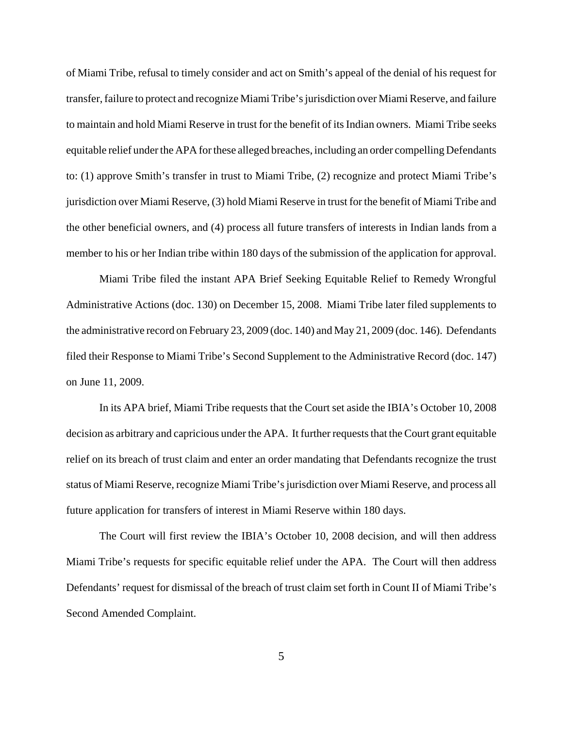of Miami Tribe, refusal to timely consider and act on Smith's appeal of the denial of his request for transfer, failure to protect and recognize Miami Tribe's jurisdiction over Miami Reserve, and failure to maintain and hold Miami Reserve in trust for the benefit of its Indian owners. Miami Tribe seeks equitable relief under the APA for these alleged breaches, including an order compelling Defendants to: (1) approve Smith's transfer in trust to Miami Tribe, (2) recognize and protect Miami Tribe's jurisdiction over Miami Reserve, (3) hold Miami Reserve in trust for the benefit of Miami Tribe and the other beneficial owners, and (4) process all future transfers of interests in Indian lands from a member to his or her Indian tribe within 180 days of the submission of the application for approval.

Miami Tribe filed the instant APA Brief Seeking Equitable Relief to Remedy Wrongful Administrative Actions (doc. 130) on December 15, 2008. Miami Tribe later filed supplements to the administrative record on February 23, 2009 (doc. 140) and May 21, 2009 (doc. 146). Defendants filed their Response to Miami Tribe's Second Supplement to the Administrative Record (doc. 147) on June 11, 2009.

In its APA brief, Miami Tribe requests that the Court set aside the IBIA's October 10, 2008 decision as arbitrary and capricious under the APA. It further requests that the Court grant equitable relief on its breach of trust claim and enter an order mandating that Defendants recognize the trust status of Miami Reserve, recognize Miami Tribe's jurisdiction over Miami Reserve, and process all future application for transfers of interest in Miami Reserve within 180 days.

The Court will first review the IBIA's October 10, 2008 decision, and will then address Miami Tribe's requests for specific equitable relief under the APA. The Court will then address Defendants' request for dismissal of the breach of trust claim set forth in Count II of Miami Tribe's Second Amended Complaint.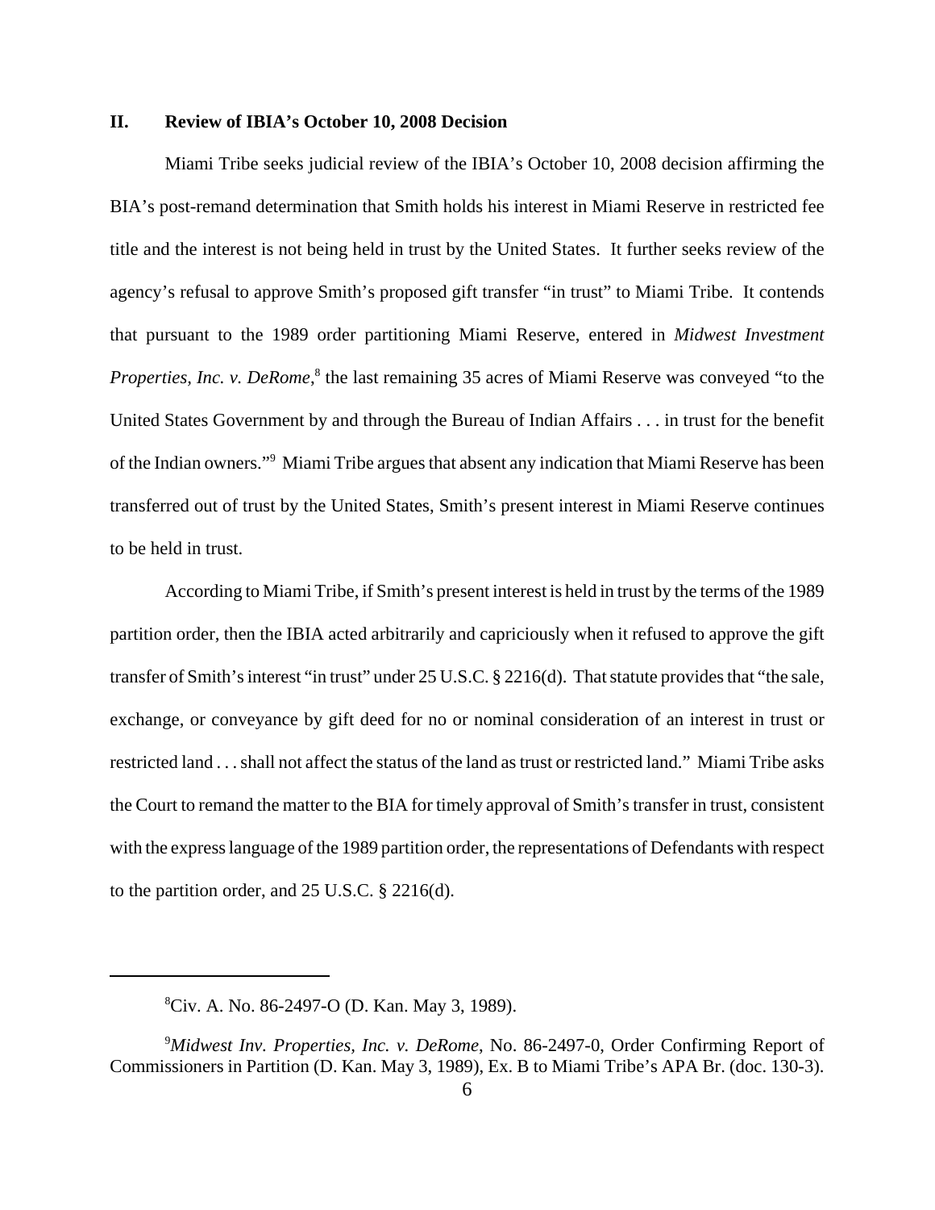## II. Review of IBIA's October 10, 2008 Decision

Miami Tribe seeks judicial review of the IBIA's October 10, 2008 decision affirming the BIA's post-remand determination that Smith holds his interest in Miami Reserve in restricted fee title and the interest is not being held in trust by the United States. It further seeks review of the agency's refusal to approve Smith's proposed gift transfer "in trust" to Miami Tribe. It contends that pursuant to the 1989 order partitioning Miami Reserve, entered in *Midwest Investment Properties, Inc. v. DeRome*,[8] the last remaining 35 acres of Miami Reserve was conveyed "to the United States Government by and through the Bureau of Indian Affairs . . . in trust for the benefit of the Indian owners."[9] Miami Tribe argues that absent any indication that Miami Reserve has been transferred out of trust by the United States, Smith's present interest in Miami Reserve continues to be held in trust.

According to Miami Tribe, if Smith's present interest is held in trust by the terms of the 1989 partition order, then the IBIA acted arbitrarily and capriciously when it refused to approve the gift transfer of Smith's interest "in trust" under 25 U.S.C. § 2216(d). That statute provides that "the sale, exchange, or conveyance by gift deed for no or nominal consideration of an interest in trust or restricted land . . . shall not affect the status of the land as trust or restricted land." Miami Tribe asks the Court to remand the matter to the BIA for timely approval of Smith's transfer in trust, consistent with the express language of the 1989 partition order, the representations of Defendants with respect to the partition order, and 25 U.S.C. § 2216(d).

---

[8] Civ. A. No. 86-2497-O (D. Kan. May 3, 1989).

[9] *Midwest Inv. Properties, Inc. v. DeRome*, No. 86-2497-0, Order Confirming Report of Commissioners in Partition (D. Kan. May 3, 1989), Ex. B to Miami Tribe's APA Br. (doc. 130-3).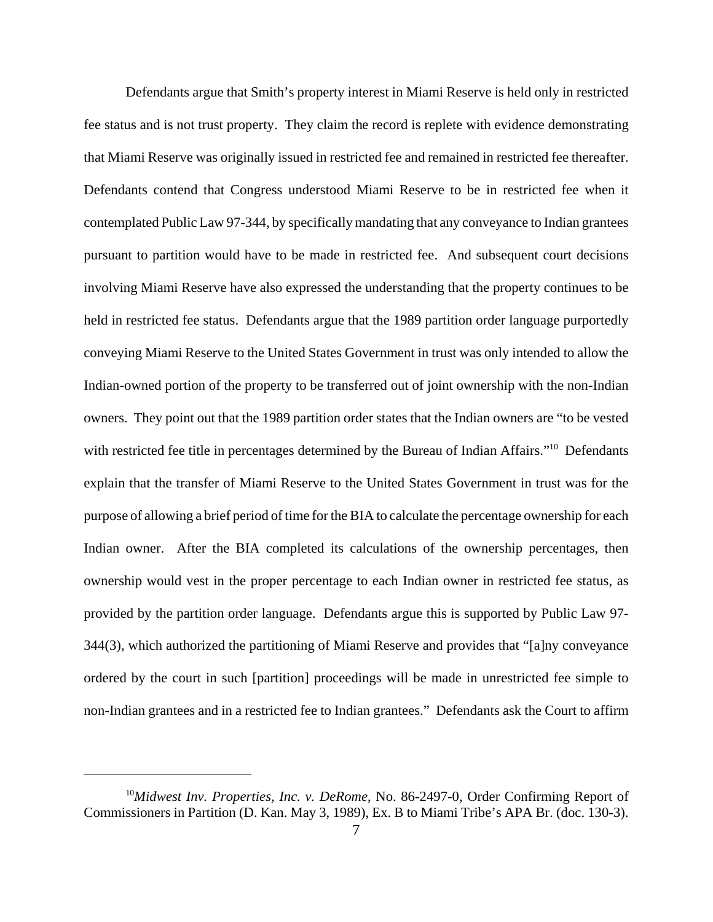Defendants argue that Smith's property interest in Miami Reserve is held only in restricted fee status and is not trust property. They claim the record is replete with evidence demonstrating that Miami Reserve was originally issued in restricted fee and remained in restricted fee thereafter. Defendants contend that Congress understood Miami Reserve to be in restricted fee when it contemplated Public Law 97-344, by specifically mandating that any conveyance to Indian grantees pursuant to partition would have to be made in restricted fee. And subsequent court decisions involving Miami Reserve have also expressed the understanding that the property continues to be held in restricted fee status. Defendants argue that the 1989 partition order language purportedly conveying Miami Reserve to the United States Government in trust was only intended to allow the Indian-owned portion of the property to be transferred out of joint ownership with the non-Indian owners. They point out that the 1989 partition order states that the Indian owners are "to be vested with restricted fee title in percentages determined by the Bureau of Indian Affairs."[10] Defendants explain that the transfer of Miami Reserve to the United States Government in trust was for the purpose of allowing a brief period of time for the BIA to calculate the percentage ownership for each Indian owner. After the BIA completed its calculations of the ownership percentages, then ownership would vest in the proper percentage to each Indian owner in restricted fee status, as provided by the partition order language. Defendants argue this is supported by Public Law 97-344(3), which authorized the partitioning of Miami Reserve and provides that "[a]ny conveyance ordered by the court in such [partition] proceedings will be made in unrestricted fee simple to non-Indian grantees and in a restricted fee to Indian grantees." Defendants ask the Court to affirm

---

[10] *Midwest Inv. Properties, Inc. v. DeRome*, No. 86-2497-0, Order Confirming Report of Commissioners in Partition (D. Kan. May 3, 1989), Ex. B to Miami Tribe's APA Br. (doc. 130-3).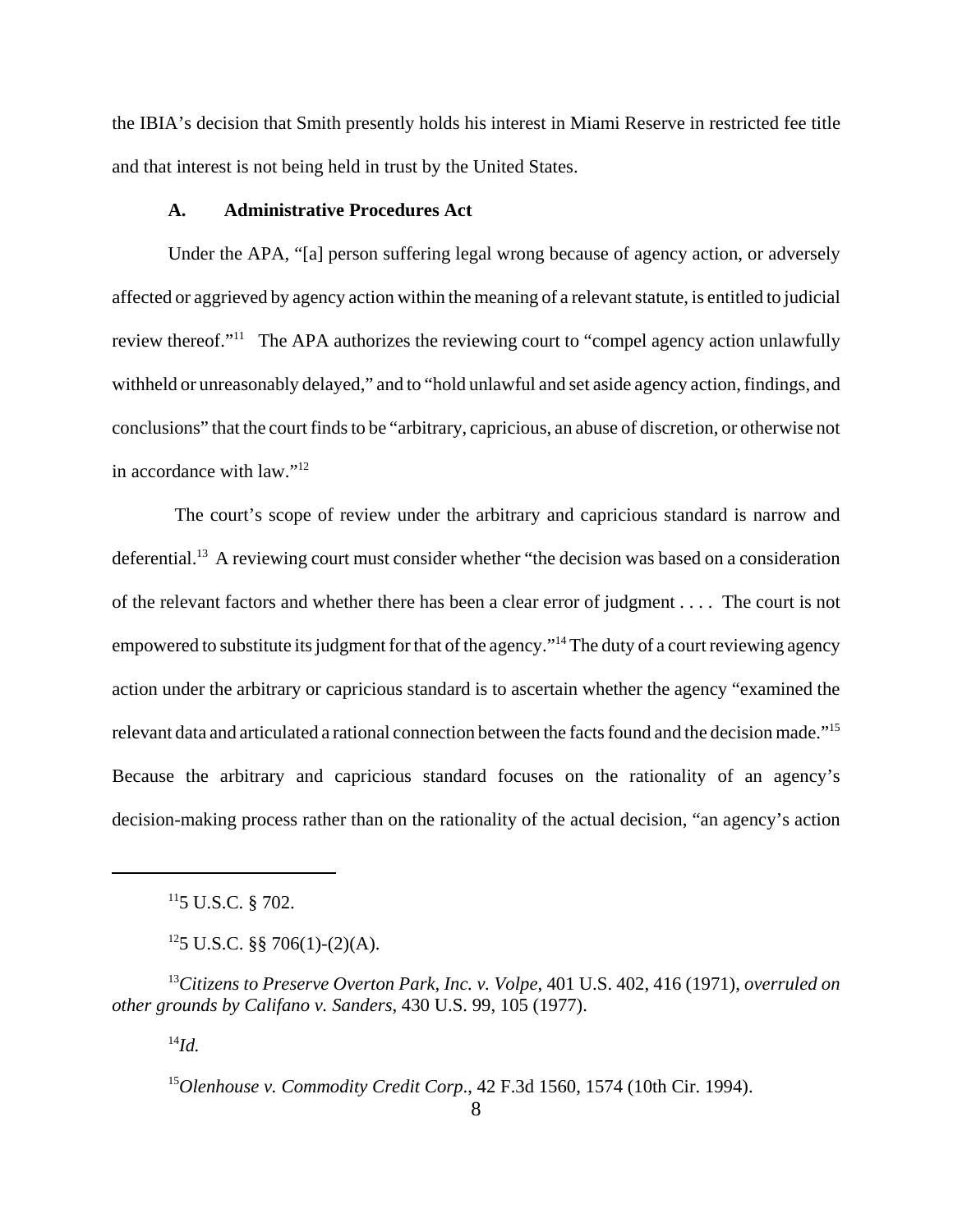the IBIA's decision that Smith presently holds his interest in Miami Reserve in restricted fee title and that interest is not being held in trust by the United States.

### A. Administrative Procedures Act

Under the APA, "[a] person suffering legal wrong because of agency action, or adversely affected or aggrieved by agency action within the meaning of a relevant statute, is entitled to judicial review thereof."[11] The APA authorizes the reviewing court to "compel agency action unlawfully withheld or unreasonably delayed," and to "hold unlawful and set aside agency action, findings, and conclusions" that the court finds to be "arbitrary, capricious, an abuse of discretion, or otherwise not in accordance with law."[12]

The court's scope of review under the arbitrary and capricious standard is narrow and deferential.[13] A reviewing court must consider whether "the decision was based on a consideration of the relevant factors and whether there has been a clear error of judgment . . . . The court is not empowered to substitute its judgment for that of the agency."[14] The duty of a court reviewing agency action under the arbitrary or capricious standard is to ascertain whether the agency "examined the relevant data and articulated a rational connection between the facts found and the decision made."[15] Because the arbitrary and capricious standard focuses on the rationality of an agency's decision-making process rather than on the rationality of the actual decision, "an agency's action

---

[11] 5 U.S.C. § 702.

[12] 5 U.S.C. §§ 706(1)-(2)(A).

[13] *Citizens to Preserve Overton Park, Inc. v. Volpe*, 401 U.S. 402, 416 (1971), *overruled on other grounds by Califano v. Sanders*, 430 U.S. 99, 105 (1977).

[14] *Id.*

[15] *Olenhouse v. Commodity Credit Corp.*, 42 F.3d 1560, 1574 (10th Cir. 1994).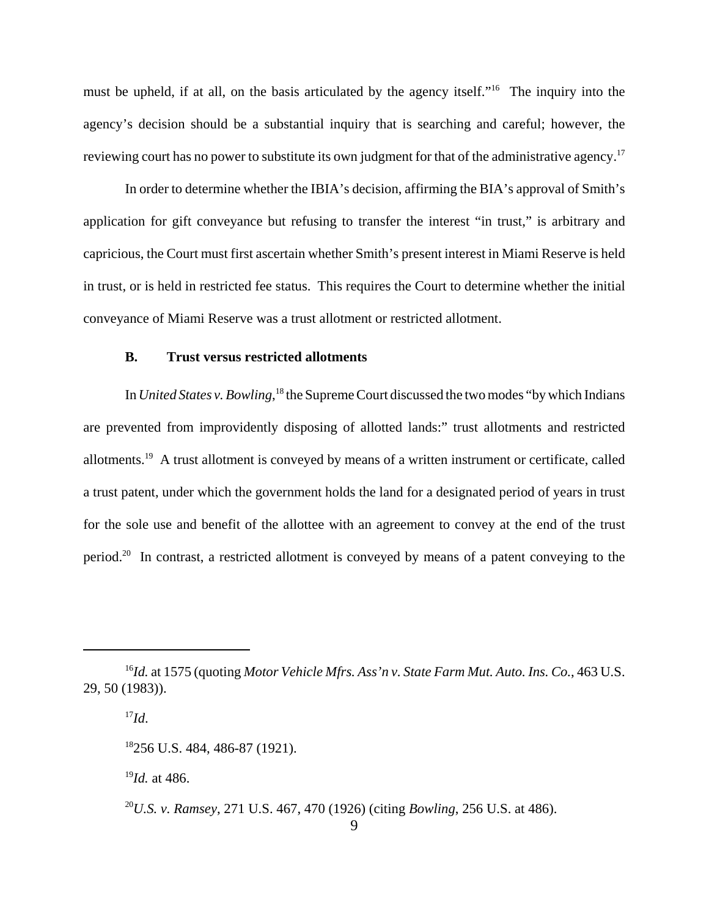must be upheld, if at all, on the basis articulated by the agency itself."[16] The inquiry into the agency's decision should be a substantial inquiry that is searching and careful; however, the reviewing court has no power to substitute its own judgment for that of the administrative agency.[17]

In order to determine whether the IBIA's decision, affirming the BIA's approval of Smith's application for gift conveyance but refusing to transfer the interest "in trust," is arbitrary and capricious, the Court must first ascertain whether Smith's present interest in Miami Reserve is held in trust, or is held in restricted fee status. This requires the Court to determine whether the initial conveyance of Miami Reserve was a trust allotment or restricted allotment.

### B. Trust versus restricted allotments

In *United States v. Bowling*,[18] the Supreme Court discussed the two modes "by which Indians are prevented from improvidently disposing of allotted lands:" trust allotments and restricted allotments.[19] A trust allotment is conveyed by means of a written instrument or certificate, called a trust patent, under which the government holds the land for a designated period of years in trust for the sole use and benefit of the allottee with an agreement to convey at the end of the trust period.[20] In contrast, a restricted allotment is conveyed by means of a patent conveying to the

---

[16] *Id.* at 1575 (quoting *Motor Vehicle Mfrs. Ass'n v. State Farm Mut. Auto. Ins. Co.*, 463 U.S. 29, 50 (1983)).

[17] *Id.*

[18] 256 U.S. 484, 486-87 (1921).

[19] *Id.* at 486.

[20] *U.S. v. Ramsey*, 271 U.S. 467, 470 (1926) (citing *Bowling*, 256 U.S. at 486).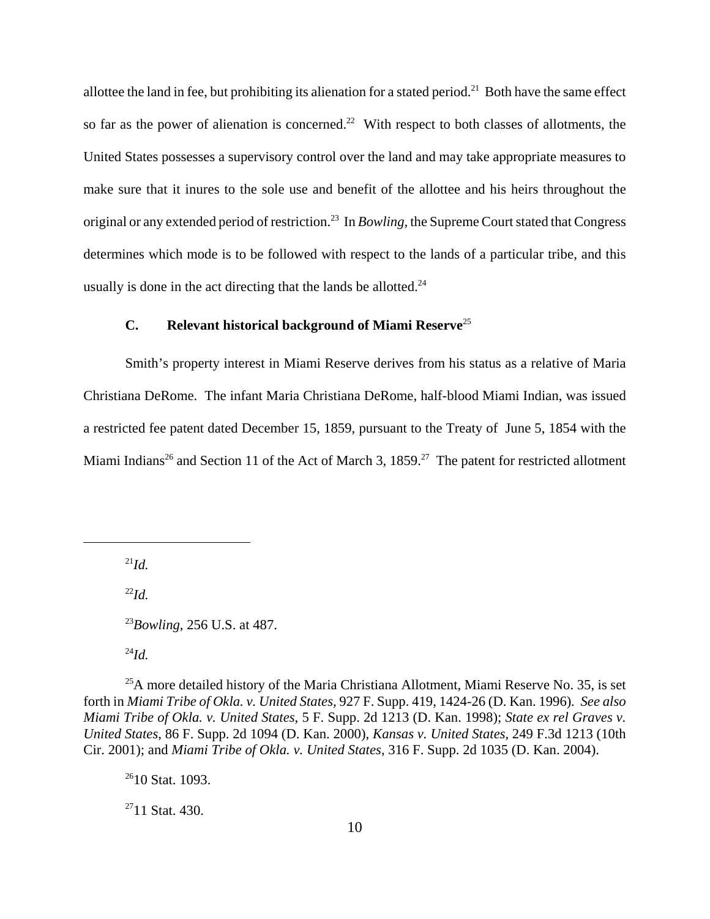allottee the land in fee, but prohibiting its alienation for a stated period.[21] Both have the same effect so far as the power of alienation is concerned.[22] With respect to both classes of allotments, the United States possesses a supervisory control over the land and may take appropriate measures to make sure that it inures to the sole use and benefit of the allottee and his heirs throughout the original or any extended period of restriction.[23] In *Bowling*, the Supreme Court stated that Congress determines which mode is to be followed with respect to the lands of a particular tribe, and this usually is done in the act directing that the lands be allotted.[24]

### C. Relevant historical background of Miami Reserve[25]

Smith's property interest in Miami Reserve derives from his status as a relative of Maria Christiana DeRome. The infant Maria Christiana DeRome, half-blood Miami Indian, was issued a restricted fee patent dated December 15, 1859, pursuant to the Treaty of June 5, 1854 with the Miami Indians[26] and Section 11 of the Act of March 3, 1859.[27] The patent for restricted allotment

---

[21]*Id.*

[22]*Id.*

[23]*Bowling*, 256 U.S. at 487.

[24]*Id.*

[25]A more detailed history of the Maria Christiana Allotment, Miami Reserve No. 35, is set forth in *Miami Tribe of Okla. v. United States,* 927 F. Supp. 419, 1424-26 (D. Kan. 1996). *See also Miami Tribe of Okla. v. United States*, 5 F. Supp. 2d 1213 (D. Kan. 1998); *State ex rel Graves v. United States*, 86 F. Supp. 2d 1094 (D. Kan. 2000), *Kansas v. United States*, 249 F.3d 1213 (10th Cir. 2001); and *Miami Tribe of Okla. v. United States*, 316 F. Supp. 2d 1035 (D. Kan. 2004).

[26]10 Stat. 1093.

[27]11 Stat. 430.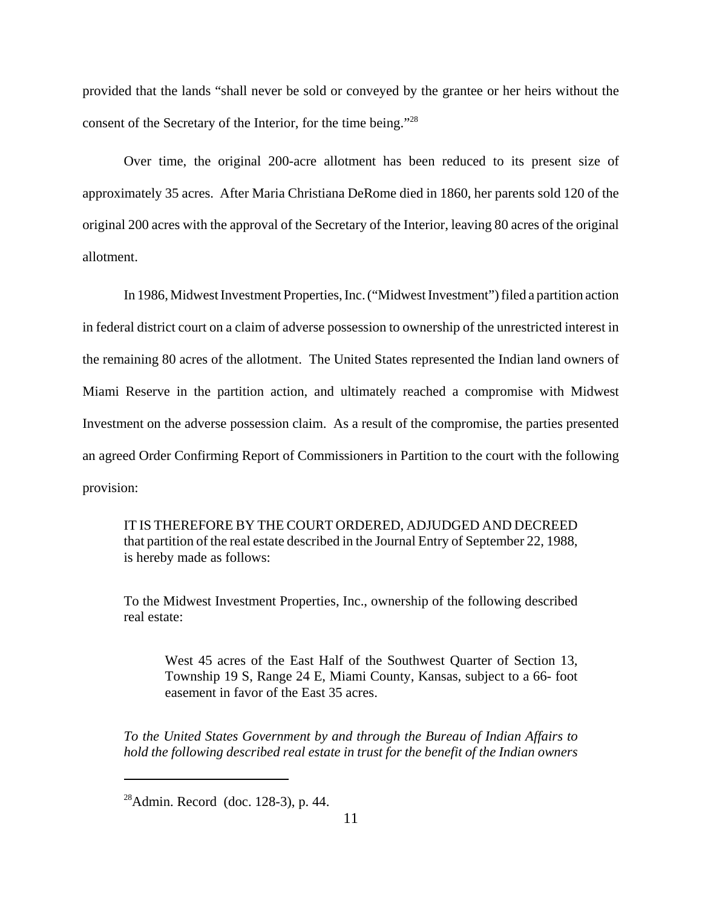provided that the lands "shall never be sold or conveyed by the grantee or her heirs without the consent of the Secretary of the Interior, for the time being."[28]

Over time, the original 200-acre allotment has been reduced to its present size of approximately 35 acres. After Maria Christiana DeRome died in 1860, her parents sold 120 of the original 200 acres with the approval of the Secretary of the Interior, leaving 80 acres of the original allotment.

In 1986, Midwest Investment Properties, Inc. ("Midwest Investment") filed a partition action in federal district court on a claim of adverse possession to ownership of the unrestricted interest in the remaining 80 acres of the allotment. The United States represented the Indian land owners of Miami Reserve in the partition action, and ultimately reached a compromise with Midwest Investment on the adverse possession claim. As a result of the compromise, the parties presented an agreed Order Confirming Report of Commissioners in Partition to the court with the following provision:

> IT IS THEREFORE BY THE COURT ORDERED, ADJUDGED AND DECREED that partition of the real estate described in the Journal Entry of September 22, 1988, is hereby made as follows:
>
> To the Midwest Investment Properties, Inc., ownership of the following described real estate:
>
> > West 45 acres of the East Half of the Southwest Quarter of Section 13, Township 19 S, Range 24 E, Miami County, Kansas, subject to a 66- foot easement in favor of the East 35 acres.
>
> *To the United States Government by and through the Bureau of Indian Affairs to hold the following described real estate in trust for the benefit of the Indian owners*

[28] Admin. Record (doc. 128-3), p. 44.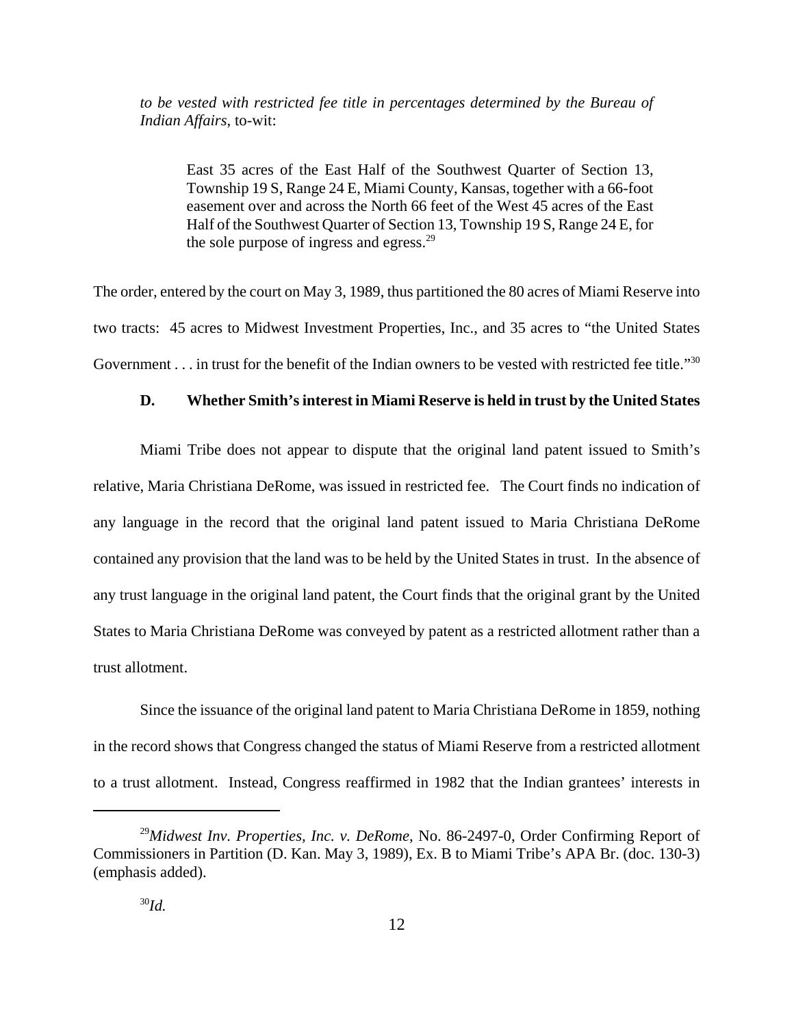*to be vested with restricted fee title in percentages determined by the Bureau of Indian Affairs*, to-wit:

> East 35 acres of the East Half of the Southwest Quarter of Section 13, Township 19 S, Range 24 E, Miami County, Kansas, together with a 66-foot easement over and across the North 66 feet of the West 45 acres of the East Half of the Southwest Quarter of Section 13, Township 19 S, Range 24 E, for the sole purpose of ingress and egress.[29]

The order, entered by the court on May 3, 1989, thus partitioned the 80 acres of Miami Reserve into two tracts: 45 acres to Midwest Investment Properties, Inc., and 35 acres to "the United States Government . . . in trust for the benefit of the Indian owners to be vested with restricted fee title."[30]

### D. Whether Smith's interest in Miami Reserve is held in trust by the United States

Miami Tribe does not appear to dispute that the original land patent issued to Smith's relative, Maria Christiana DeRome, was issued in restricted fee. The Court finds no indication of any language in the record that the original land patent issued to Maria Christiana DeRome contained any provision that the land was to be held by the United States in trust. In the absence of any trust language in the original land patent, the Court finds that the original grant by the United States to Maria Christiana DeRome was conveyed by patent as a restricted allotment rather than a trust allotment.

Since the issuance of the original land patent to Maria Christiana DeRome in 1859, nothing in the record shows that Congress changed the status of Miami Reserve from a restricted allotment to a trust allotment. Instead, Congress reaffirmed in 1982 that the Indian grantees' interests in

---

[29] *Midwest Inv. Properties, Inc. v. DeRome*, No. 86-2497-0, Order Confirming Report of Commissioners in Partition (D. Kan. May 3, 1989), Ex. B to Miami Tribe's APA Br. (doc. 130-3) (emphasis added).

[30] *Id.*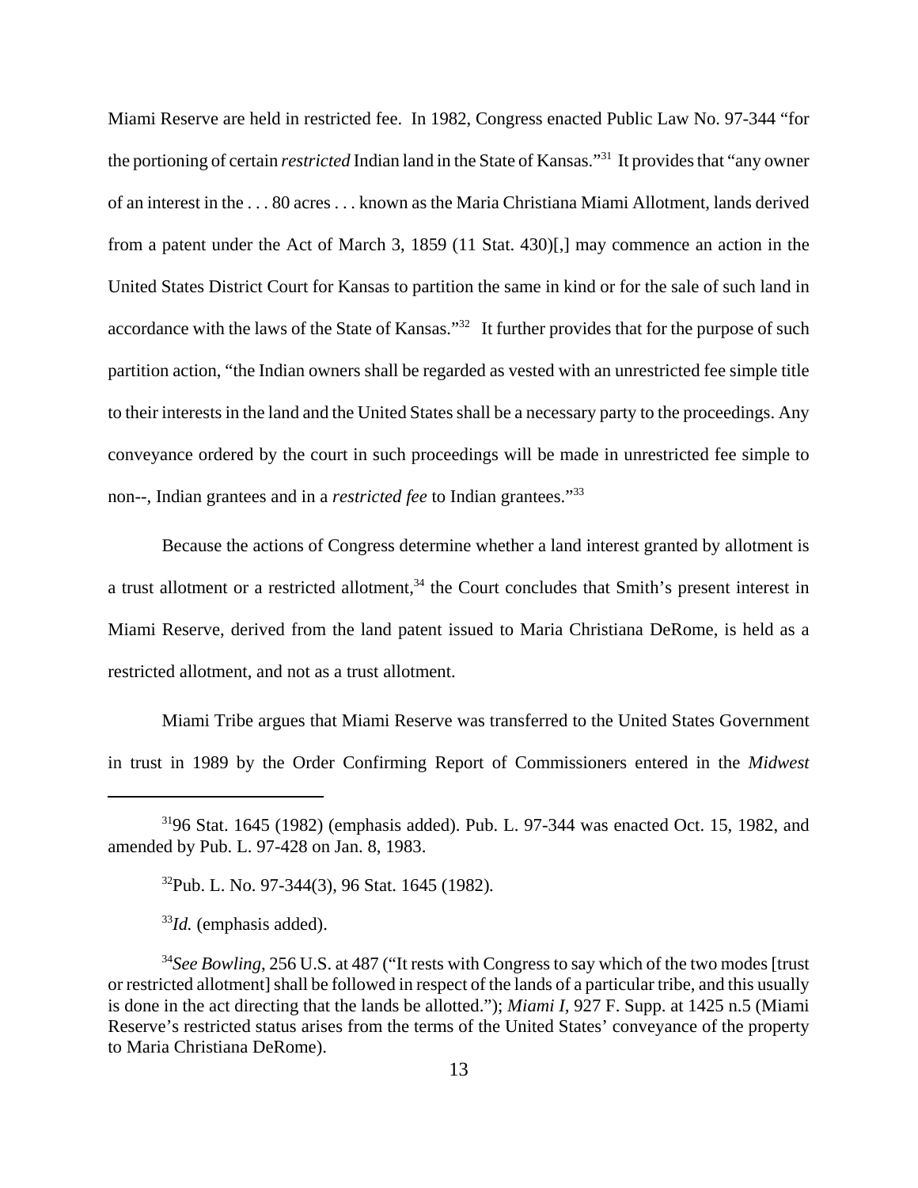Miami Reserve are held in restricted fee. In 1982, Congress enacted Public Law No. 97-344 "for the portioning of certain *restricted* Indian land in the State of Kansas."[31] It provides that "any owner of an interest in the . . . 80 acres . . . known as the Maria Christiana Miami Allotment, lands derived from a patent under the Act of March 3, 1859 (11 Stat. 430)[,] may commence an action in the United States District Court for Kansas to partition the same in kind or for the sale of such land in accordance with the laws of the State of Kansas."[32] It further provides that for the purpose of such partition action, "the Indian owners shall be regarded as vested with an unrestricted fee simple title to their interests in the land and the United States shall be a necessary party to the proceedings. Any conveyance ordered by the court in such proceedings will be made in unrestricted fee simple to non--, Indian grantees and in a *restricted fee* to Indian grantees."[33]

Because the actions of Congress determine whether a land interest granted by allotment is a trust allotment or a restricted allotment,[34] the Court concludes that Smith's present interest in Miami Reserve, derived from the land patent issued to Maria Christiana DeRome, is held as a restricted allotment, and not as a trust allotment.

Miami Tribe argues that Miami Reserve was transferred to the United States Government in trust in 1989 by the Order Confirming Report of Commissioners entered in the *Midwest*

---

[31] 96 Stat. 1645 (1982) (emphasis added). Pub. L. 97-344 was enacted Oct. 15, 1982, and amended by Pub. L. 97-428 on Jan. 8, 1983.

[32] Pub. L. No. 97-344(3), 96 Stat. 1645 (1982).

[33] *Id.* (emphasis added).

[34] *See Bowling*, 256 U.S. at 487 ("It rests with Congress to say which of the two modes [trust or restricted allotment] shall be followed in respect of the lands of a particular tribe, and this usually is done in the act directing that the lands be allotted."); *Miami I*, 927 F. Supp. at 1425 n.5 (Miami Reserve's restricted status arises from the terms of the United States' conveyance of the property to Maria Christiana DeRome).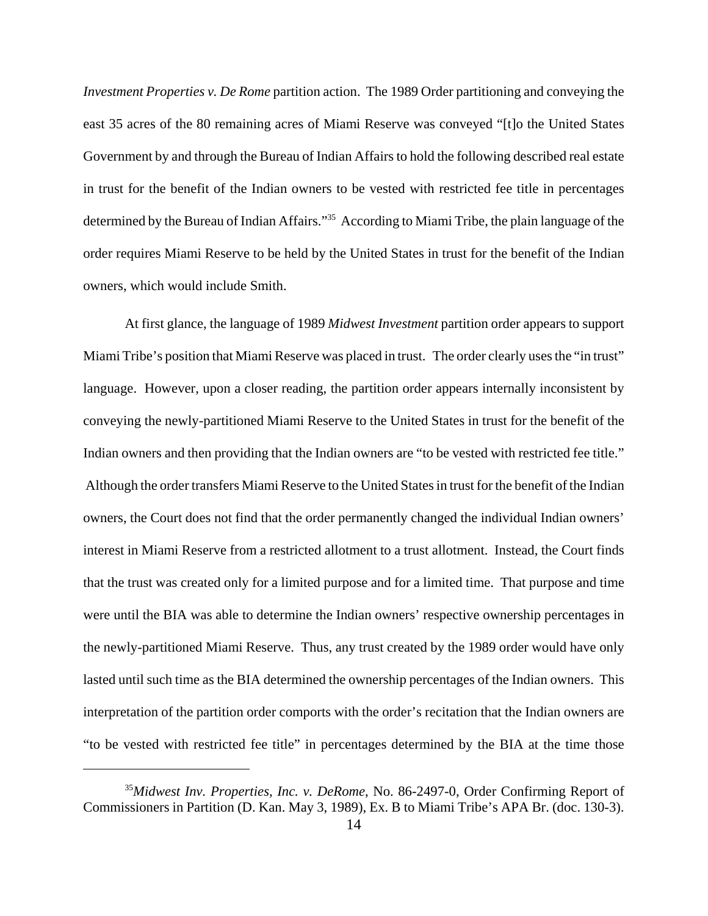*Investment Properties v. De Rome* partition action. The 1989 Order partitioning and conveying the east 35 acres of the 80 remaining acres of Miami Reserve was conveyed "[t]o the United States Government by and through the Bureau of Indian Affairs to hold the following described real estate in trust for the benefit of the Indian owners to be vested with restricted fee title in percentages determined by the Bureau of Indian Affairs."[35] According to Miami Tribe, the plain language of the order requires Miami Reserve to be held by the United States in trust for the benefit of the Indian owners, which would include Smith.

At first glance, the language of 1989 *Midwest Investment* partition order appears to support Miami Tribe's position that Miami Reserve was placed in trust. The order clearly uses the "in trust" language. However, upon a closer reading, the partition order appears internally inconsistent by conveying the newly-partitioned Miami Reserve to the United States in trust for the benefit of the Indian owners and then providing that the Indian owners are "to be vested with restricted fee title." Although the order transfers Miami Reserve to the United States in trust for the benefit of the Indian owners, the Court does not find that the order permanently changed the individual Indian owners' interest in Miami Reserve from a restricted allotment to a trust allotment. Instead, the Court finds that the trust was created only for a limited purpose and for a limited time. That purpose and time were until the BIA was able to determine the Indian owners' respective ownership percentages in the newly-partitioned Miami Reserve. Thus, any trust created by the 1989 order would have only lasted until such time as the BIA determined the ownership percentages of the Indian owners. This interpretation of the partition order comports with the order's recitation that the Indian owners are "to be vested with restricted fee title" in percentages determined by the BIA at the time those

---

[35] *Midwest Inv. Properties, Inc. v. DeRome*, No. 86-2497-0, Order Confirming Report of Commissioners in Partition (D. Kan. May 3, 1989), Ex. B to Miami Tribe's APA Br. (doc. 130-3).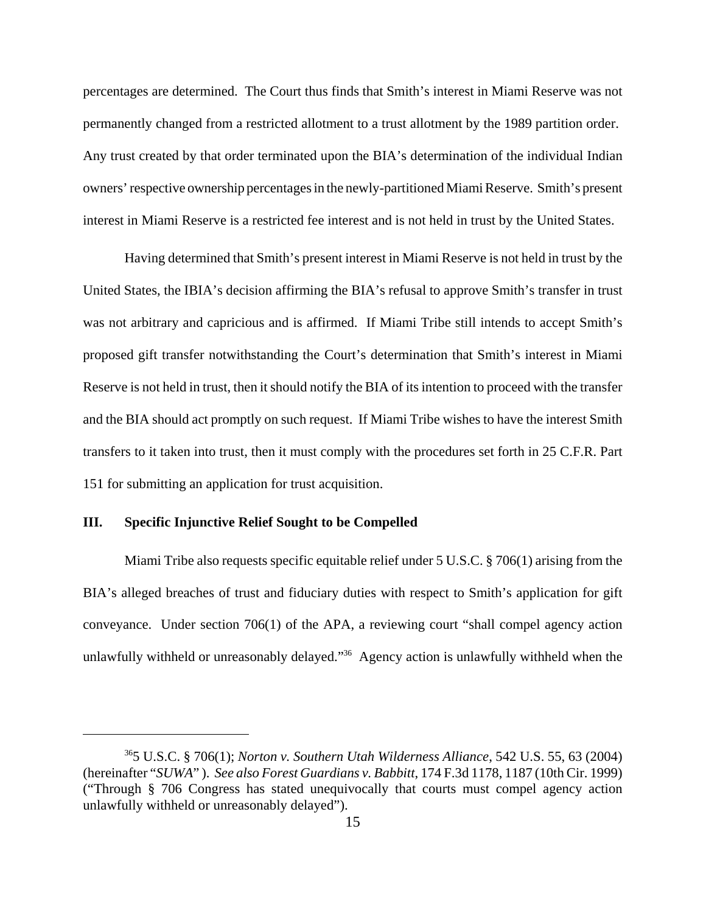percentages are determined. The Court thus finds that Smith's interest in Miami Reserve was not permanently changed from a restricted allotment to a trust allotment by the 1989 partition order. Any trust created by that order terminated upon the BIA's determination of the individual Indian owners' respective ownership percentages in the newly-partitioned Miami Reserve. Smith's present interest in Miami Reserve is a restricted fee interest and is not held in trust by the United States.

Having determined that Smith's present interest in Miami Reserve is not held in trust by the United States, the IBIA's decision affirming the BIA's refusal to approve Smith's transfer in trust was not arbitrary and capricious and is affirmed. If Miami Tribe still intends to accept Smith's proposed gift transfer notwithstanding the Court's determination that Smith's interest in Miami Reserve is not held in trust, then it should notify the BIA of its intention to proceed with the transfer and the BIA should act promptly on such request. If Miami Tribe wishes to have the interest Smith transfers to it taken into trust, then it must comply with the procedures set forth in 25 C.F.R. Part 151 for submitting an application for trust acquisition.

## III. Specific Injunctive Relief Sought to be Compelled

Miami Tribe also requests specific equitable relief under 5 U.S.C. § 706(1) arising from the BIA's alleged breaches of trust and fiduciary duties with respect to Smith's application for gift conveyance. Under section 706(1) of the APA, a reviewing court "shall compel agency action unlawfully withheld or unreasonably delayed."[36] Agency action is unlawfully withheld when the

---

[36] 5 U.S.C. § 706(1); *Norton v. Southern Utah Wilderness Alliance*, 542 U.S. 55, 63 (2004) (hereinafter "*SUWA*"). *See also Forest Guardians v. Babbitt*, 174 F.3d 1178, 1187 (10th Cir. 1999) ("Through § 706 Congress has stated unequivocally that courts must compel agency action unlawfully withheld or unreasonably delayed").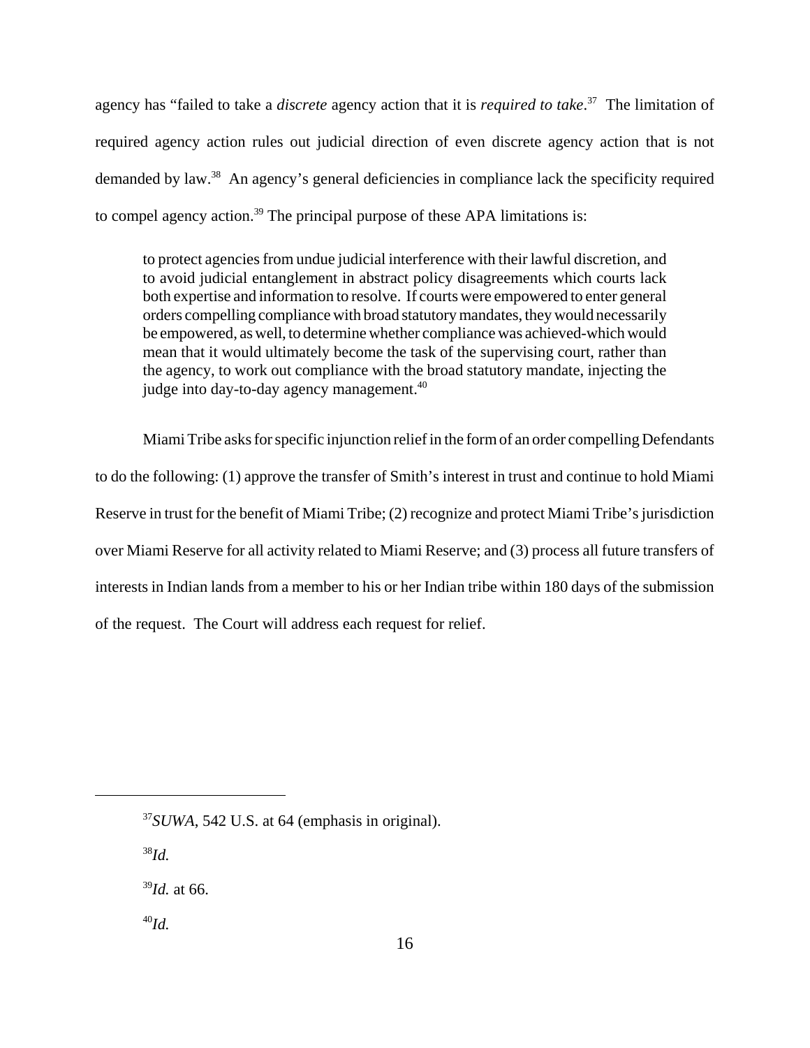agency has "failed to take a *discrete* agency action that it is *required to take*.[37] The limitation of required agency action rules out judicial direction of even discrete agency action that is not demanded by law.[38] An agency's general deficiencies in compliance lack the specificity required to compel agency action.[39] The principal purpose of these APA limitations is:

> to protect agencies from undue judicial interference with their lawful discretion, and to avoid judicial entanglement in abstract policy disagreements which courts lack both expertise and information to resolve. If courts were empowered to enter general orders compelling compliance with broad statutory mandates, they would necessarily be empowered, as well, to determine whether compliance was achieved-which would mean that it would ultimately become the task of the supervising court, rather than the agency, to work out compliance with the broad statutory mandate, injecting the judge into day-to-day agency management.[40]

Miami Tribe asks for specific injunction relief in the form of an order compelling Defendants to do the following: (1) approve the transfer of Smith's interest in trust and continue to hold Miami Reserve in trust for the benefit of Miami Tribe; (2) recognize and protect Miami Tribe's jurisdiction over Miami Reserve for all activity related to Miami Reserve; and (3) process all future transfers of interests in Indian lands from a member to his or her Indian tribe within 180 days of the submission of the request. The Court will address each request for relief.

---

[37] *SUWA*, 542 U.S. at 64 (emphasis in original).

[38] *Id.*

[39] *Id.* at 66.

[40] *Id.*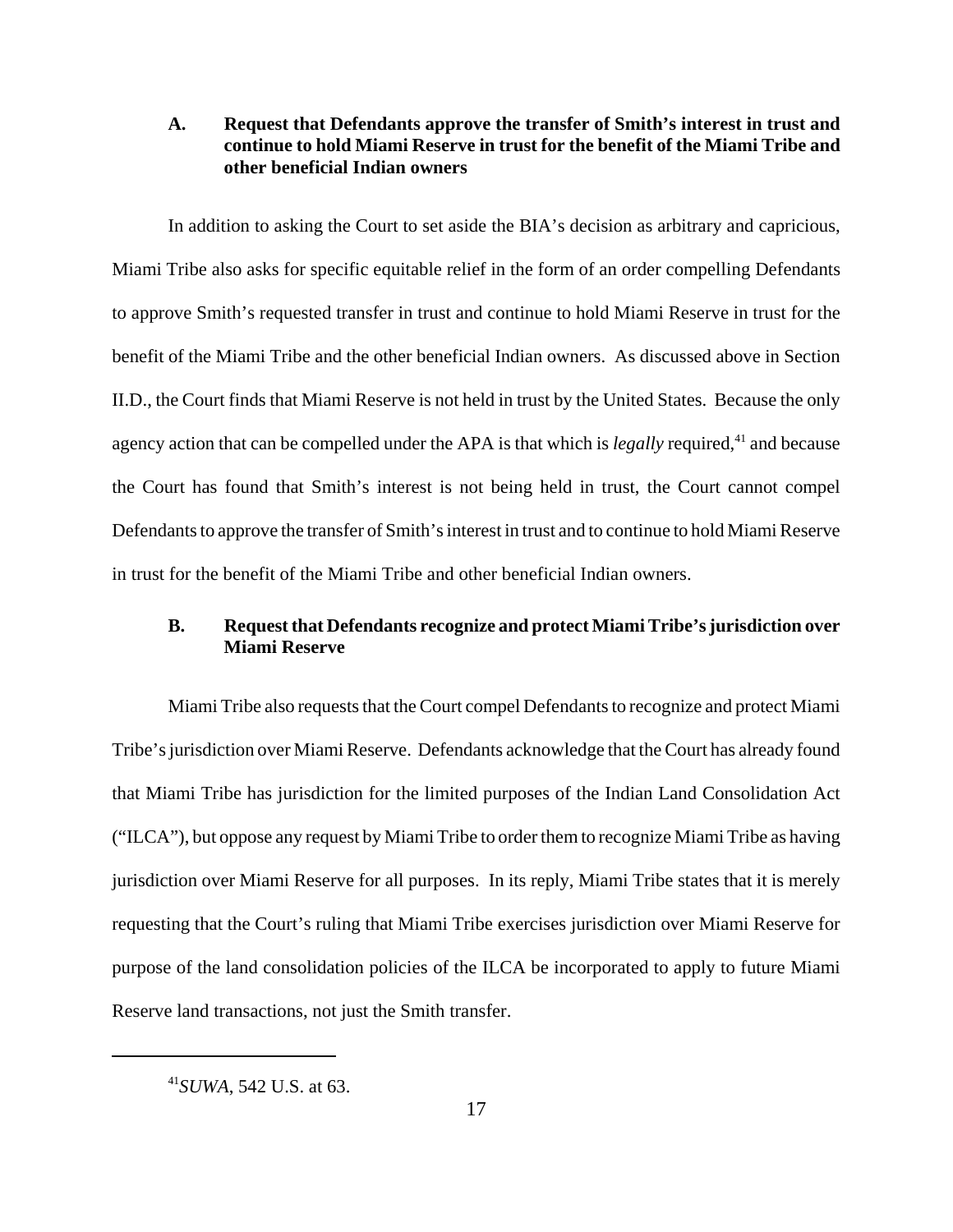### A. Request that Defendants approve the transfer of Smith's interest in trust and continue to hold Miami Reserve in trust for the benefit of the Miami Tribe and other beneficial Indian owners

In addition to asking the Court to set aside the BIA's decision as arbitrary and capricious, Miami Tribe also asks for specific equitable relief in the form of an order compelling Defendants to approve Smith's requested transfer in trust and continue to hold Miami Reserve in trust for the benefit of the Miami Tribe and the other beneficial Indian owners. As discussed above in Section II.D., the Court finds that Miami Reserve is not held in trust by the United States. Because the only agency action that can be compelled under the APA is that which is *legally* required,[41] and because the Court has found that Smith's interest is not being held in trust, the Court cannot compel Defendants to approve the transfer of Smith's interest in trust and to continue to hold Miami Reserve in trust for the benefit of the Miami Tribe and other beneficial Indian owners.

### B. Request that Defendants recognize and protect Miami Tribe's jurisdiction over Miami Reserve

Miami Tribe also requests that the Court compel Defendants to recognize and protect Miami Tribe's jurisdiction over Miami Reserve. Defendants acknowledge that the Court has already found that Miami Tribe has jurisdiction for the limited purposes of the Indian Land Consolidation Act ("ILCA"), but oppose any request by Miami Tribe to order them to recognize Miami Tribe as having jurisdiction over Miami Reserve for all purposes. In its reply, Miami Tribe states that it is merely requesting that the Court's ruling that Miami Tribe exercises jurisdiction over Miami Reserve for purpose of the land consolidation policies of the ILCA be incorporated to apply to future Miami Reserve land transactions, not just the Smith transfer.

---

[41] *SUWA*, 542 U.S. at 63.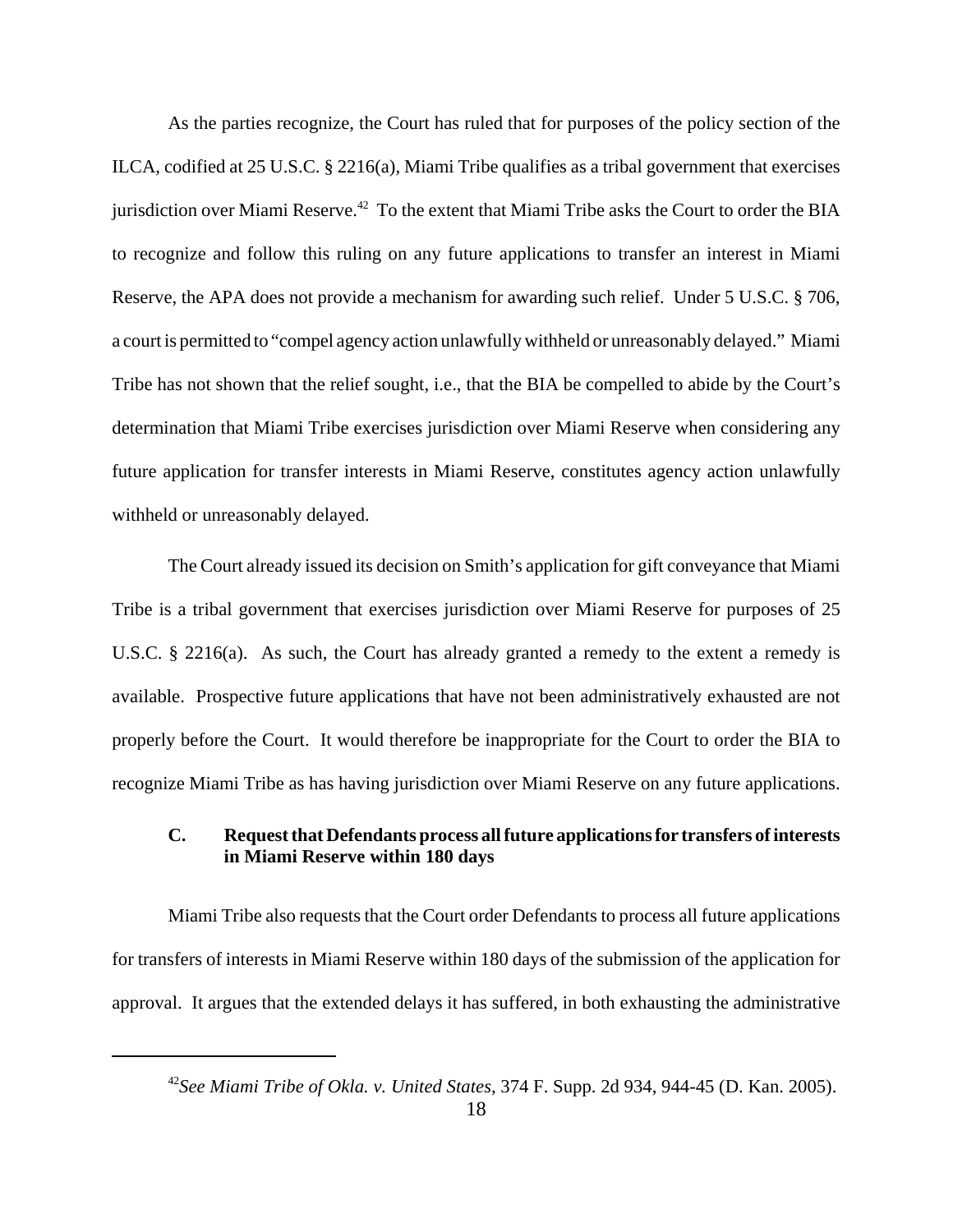As the parties recognize, the Court has ruled that for purposes of the policy section of the ILCA, codified at 25 U.S.C. § 2216(a), Miami Tribe qualifies as a tribal government that exercises jurisdiction over Miami Reserve.[42] To the extent that Miami Tribe asks the Court to order the BIA to recognize and follow this ruling on any future applications to transfer an interest in Miami Reserve, the APA does not provide a mechanism for awarding such relief. Under 5 U.S.C. § 706, a court is permitted to "compel agency action unlawfully withheld or unreasonably delayed." Miami Tribe has not shown that the relief sought, i.e., that the BIA be compelled to abide by the Court's determination that Miami Tribe exercises jurisdiction over Miami Reserve when considering any future application for transfer interests in Miami Reserve, constitutes agency action unlawfully withheld or unreasonably delayed.

The Court already issued its decision on Smith's application for gift conveyance that Miami Tribe is a tribal government that exercises jurisdiction over Miami Reserve for purposes of 25 U.S.C. § 2216(a). As such, the Court has already granted a remedy to the extent a remedy is available. Prospective future applications that have not been administratively exhausted are not properly before the Court. It would therefore be inappropriate for the Court to order the BIA to recognize Miami Tribe as has having jurisdiction over Miami Reserve on any future applications.

### C. Request that Defendants process all future applications for transfers of interests in Miami Reserve within 180 days

Miami Tribe also requests that the Court order Defendants to process all future applications for transfers of interests in Miami Reserve within 180 days of the submission of the application for approval. It argues that the extended delays it has suffered, in both exhausting the administrative

[42] *See Miami Tribe of Okla. v. United States*, 374 F. Supp. 2d 934, 944-45 (D. Kan. 2005).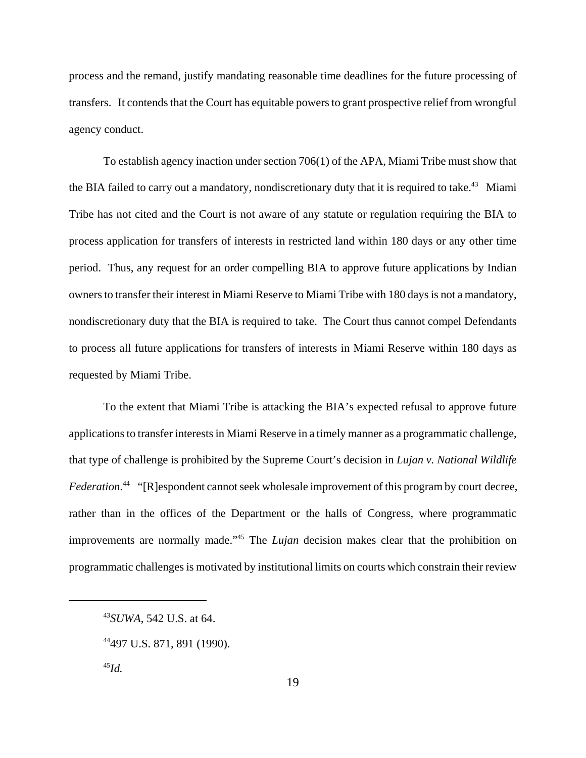process and the remand, justify mandating reasonable time deadlines for the future processing of transfers. It contends that the Court has equitable powers to grant prospective relief from wrongful agency conduct.

To establish agency inaction under section 706(1) of the APA, Miami Tribe must show that the BIA failed to carry out a mandatory, nondiscretionary duty that it is required to take.[43] Miami Tribe has not cited and the Court is not aware of any statute or regulation requiring the BIA to process application for transfers of interests in restricted land within 180 days or any other time period. Thus, any request for an order compelling BIA to approve future applications by Indian owners to transfer their interest in Miami Reserve to Miami Tribe with 180 days is not a mandatory, nondiscretionary duty that the BIA is required to take. The Court thus cannot compel Defendants to process all future applications for transfers of interests in Miami Reserve within 180 days as requested by Miami Tribe.

To the extent that Miami Tribe is attacking the BIA's expected refusal to approve future applications to transfer interests in Miami Reserve in a timely manner as a programmatic challenge, that type of challenge is prohibited by the Supreme Court's decision in *Lujan v. National Wildlife Federation*.[44] "[R]espondent cannot seek wholesale improvement of this program by court decree, rather than in the offices of the Department or the halls of Congress, where programmatic improvements are normally made."[45] The *Lujan* decision makes clear that the prohibition on programmatic challenges is motivated by institutional limits on courts which constrain their review

---

[43] *SUWA*, 542 U.S. at 64.

[44] 497 U.S. 871, 891 (1990).

[45] *Id.*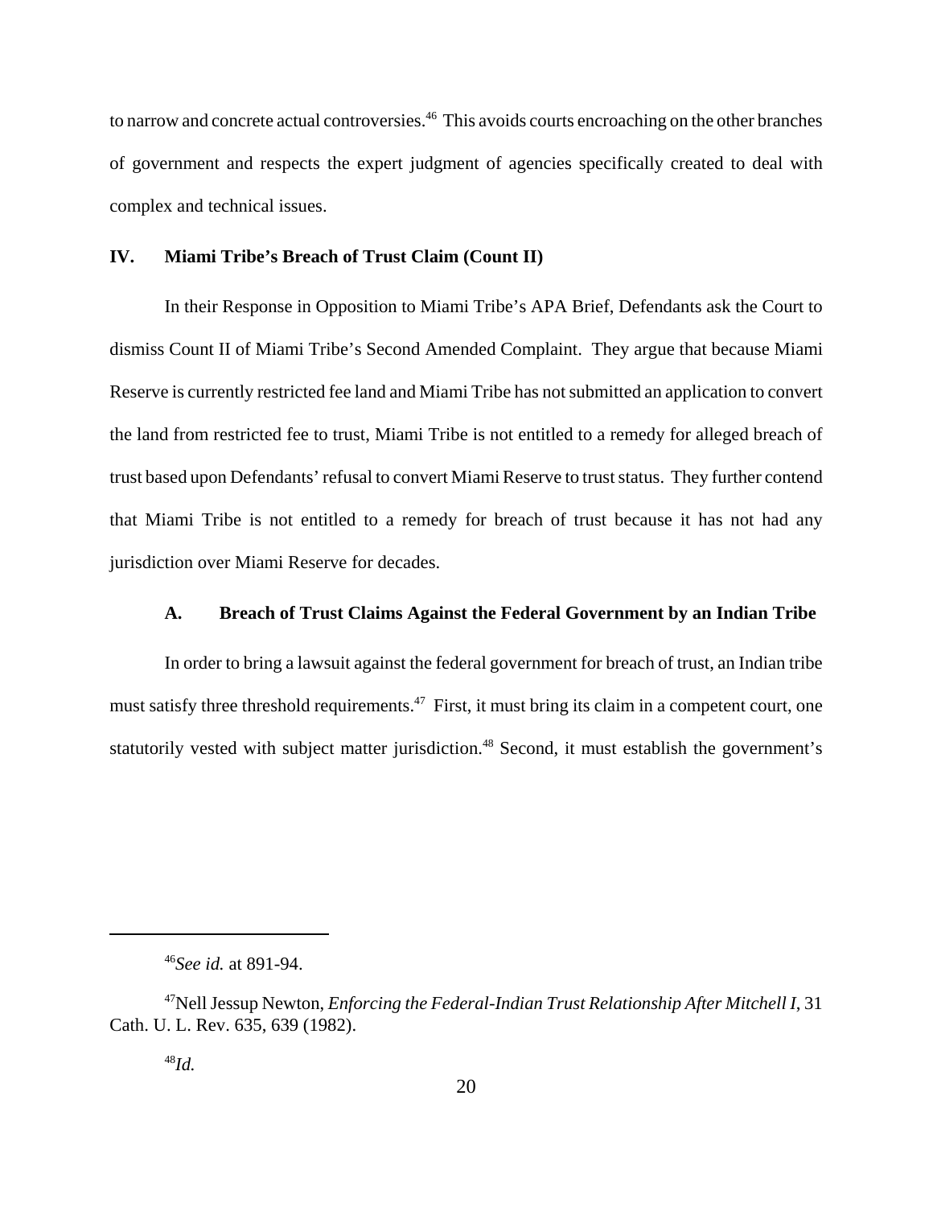to narrow and concrete actual controversies.[46] This avoids courts encroaching on the other branches of government and respects the expert judgment of agencies specifically created to deal with complex and technical issues.

## IV. Miami Tribe's Breach of Trust Claim (Count II)

In their Response in Opposition to Miami Tribe's APA Brief, Defendants ask the Court to dismiss Count II of Miami Tribe's Second Amended Complaint. They argue that because Miami Reserve is currently restricted fee land and Miami Tribe has not submitted an application to convert the land from restricted fee to trust, Miami Tribe is not entitled to a remedy for alleged breach of trust based upon Defendants' refusal to convert Miami Reserve to trust status. They further contend that Miami Tribe is not entitled to a remedy for breach of trust because it has not had any jurisdiction over Miami Reserve for decades.

### A. Breach of Trust Claims Against the Federal Government by an Indian Tribe

In order to bring a lawsuit against the federal government for breach of trust, an Indian tribe must satisfy three threshold requirements.[47] First, it must bring its claim in a competent court, one statutorily vested with subject matter jurisdiction.[48] Second, it must establish the government's

---

[46]*See id.* at 891-94.

[47]Nell Jessup Newton, *Enforcing the Federal-Indian Trust Relationship After Mitchell I*, 31 Cath. U. L. Rev. 635, 639 (1982).

[48]*Id.*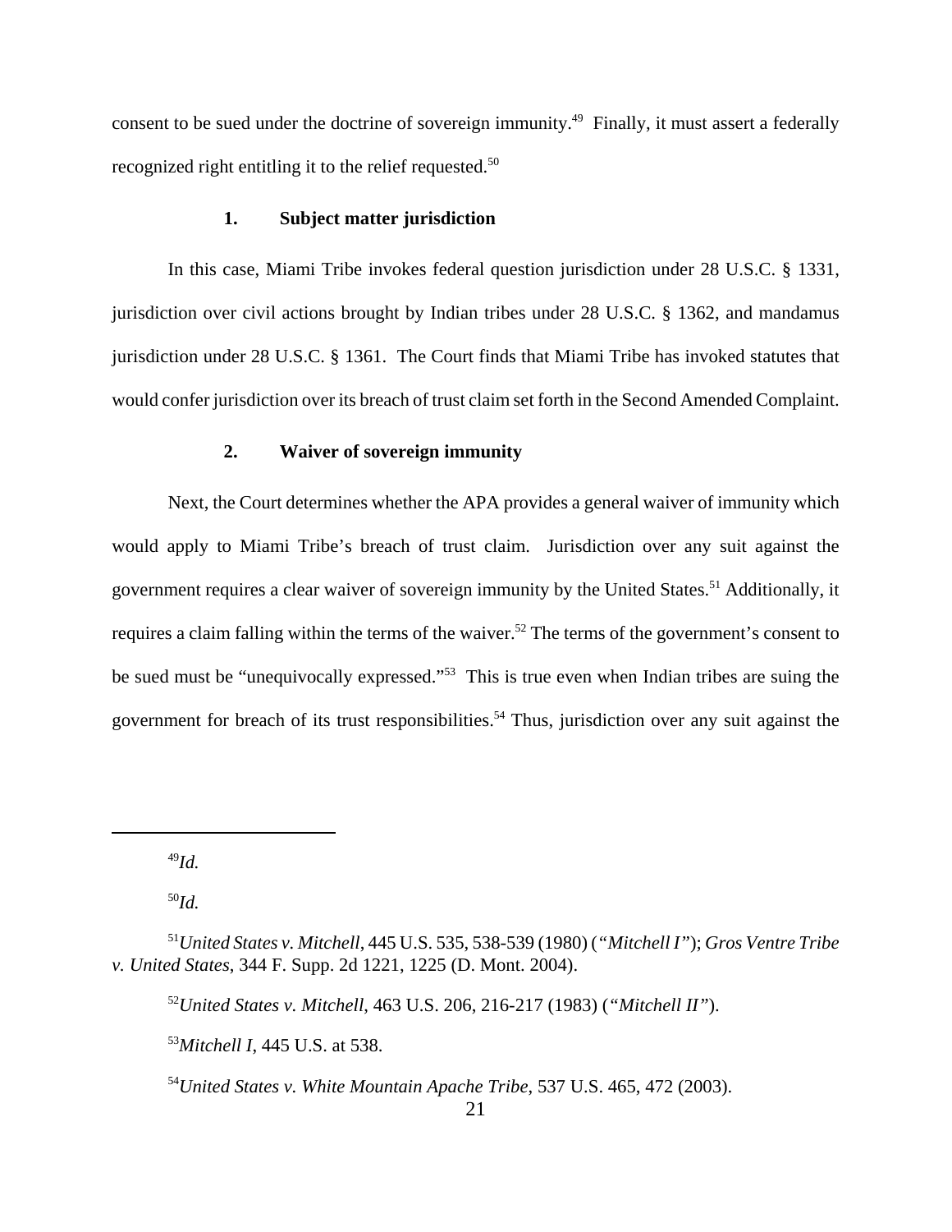consent to be sued under the doctrine of sovereign immunity.[49] Finally, it must assert a federally recognized right entitling it to the relief requested.[50]

### 1. Subject matter jurisdiction

In this case, Miami Tribe invokes federal question jurisdiction under 28 U.S.C. § 1331, jurisdiction over civil actions brought by Indian tribes under 28 U.S.C. § 1362, and mandamus jurisdiction under 28 U.S.C. § 1361. The Court finds that Miami Tribe has invoked statutes that would confer jurisdiction over its breach of trust claim set forth in the Second Amended Complaint.

### 2. Waiver of sovereign immunity

Next, the Court determines whether the APA provides a general waiver of immunity which would apply to Miami Tribe's breach of trust claim. Jurisdiction over any suit against the government requires a clear waiver of sovereign immunity by the United States.[51] Additionally, it requires a claim falling within the terms of the waiver.[52] The terms of the government's consent to be sued must be "unequivocally expressed."[53] This is true even when Indian tribes are suing the government for breach of its trust responsibilities.[54] Thus, jurisdiction over any suit against the

---

[49] *Id.*

[50] *Id.*

[51] *United States v. Mitchell*, 445 U.S. 535, 538-539 (1980) (*"Mitchell I"*); *Gros Ventre Tribe v. United States*, 344 F. Supp. 2d 1221, 1225 (D. Mont. 2004).

[52] *United States v. Mitchell*, 463 U.S. 206, 216-217 (1983) (*"Mitchell II"*).

[53] *Mitchell I*, 445 U.S. at 538.

[54] *United States v. White Mountain Apache Tribe*, 537 U.S. 465, 472 (2003).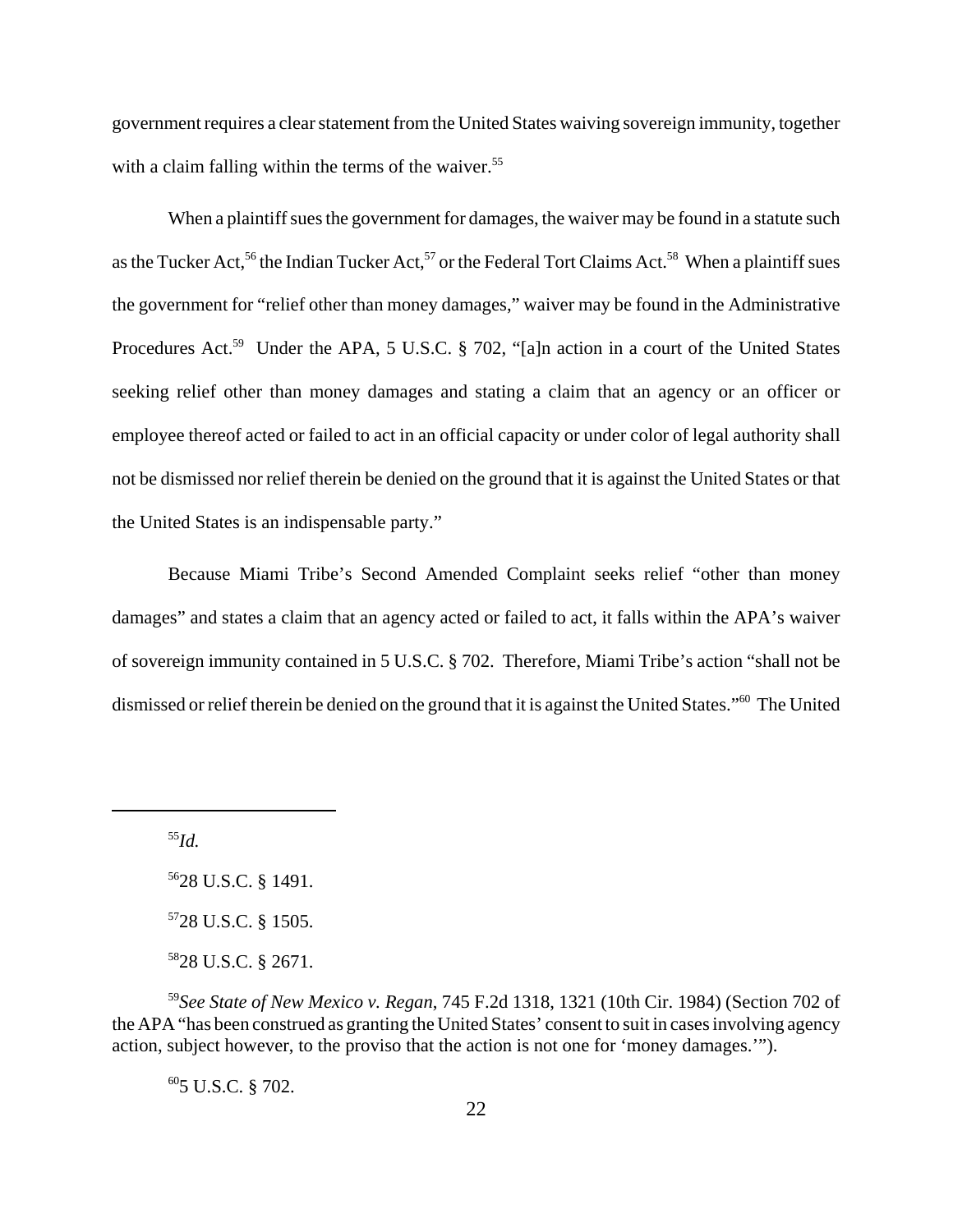government requires a clear statement from the United States waiving sovereign immunity, together with a claim falling within the terms of the waiver.[55]

When a plaintiff sues the government for damages, the waiver may be found in a statute such as the Tucker Act,[56] the Indian Tucker Act,[57] or the Federal Tort Claims Act.[58] When a plaintiff sues the government for "relief other than money damages," waiver may be found in the Administrative Procedures Act.[59] Under the APA, 5 U.S.C. § 702, "[a]n action in a court of the United States seeking relief other than money damages and stating a claim that an agency or an officer or employee thereof acted or failed to act in an official capacity or under color of legal authority shall not be dismissed nor relief therein be denied on the ground that it is against the United States or that the United States is an indispensable party."

Because Miami Tribe's Second Amended Complaint seeks relief "other than money damages" and states a claim that an agency acted or failed to act, it falls within the APA's waiver of sovereign immunity contained in 5 U.S.C. § 702. Therefore, Miami Tribe's action "shall not be dismissed or relief therein be denied on the ground that it is against the United States."[60] The United

---

[55]*Id.*

[56]28 U.S.C. § 1491.

[57]28 U.S.C. § 1505.

[58]28 U.S.C. § 2671.

[59]*See State of New Mexico v. Regan*, 745 F.2d 1318, 1321 (10th Cir. 1984) (Section 702 of the APA "has been construed as granting the United States' consent to suit in cases involving agency action, subject however, to the proviso that the action is not one for 'money damages.'").

[60]5 U.S.C. § 702.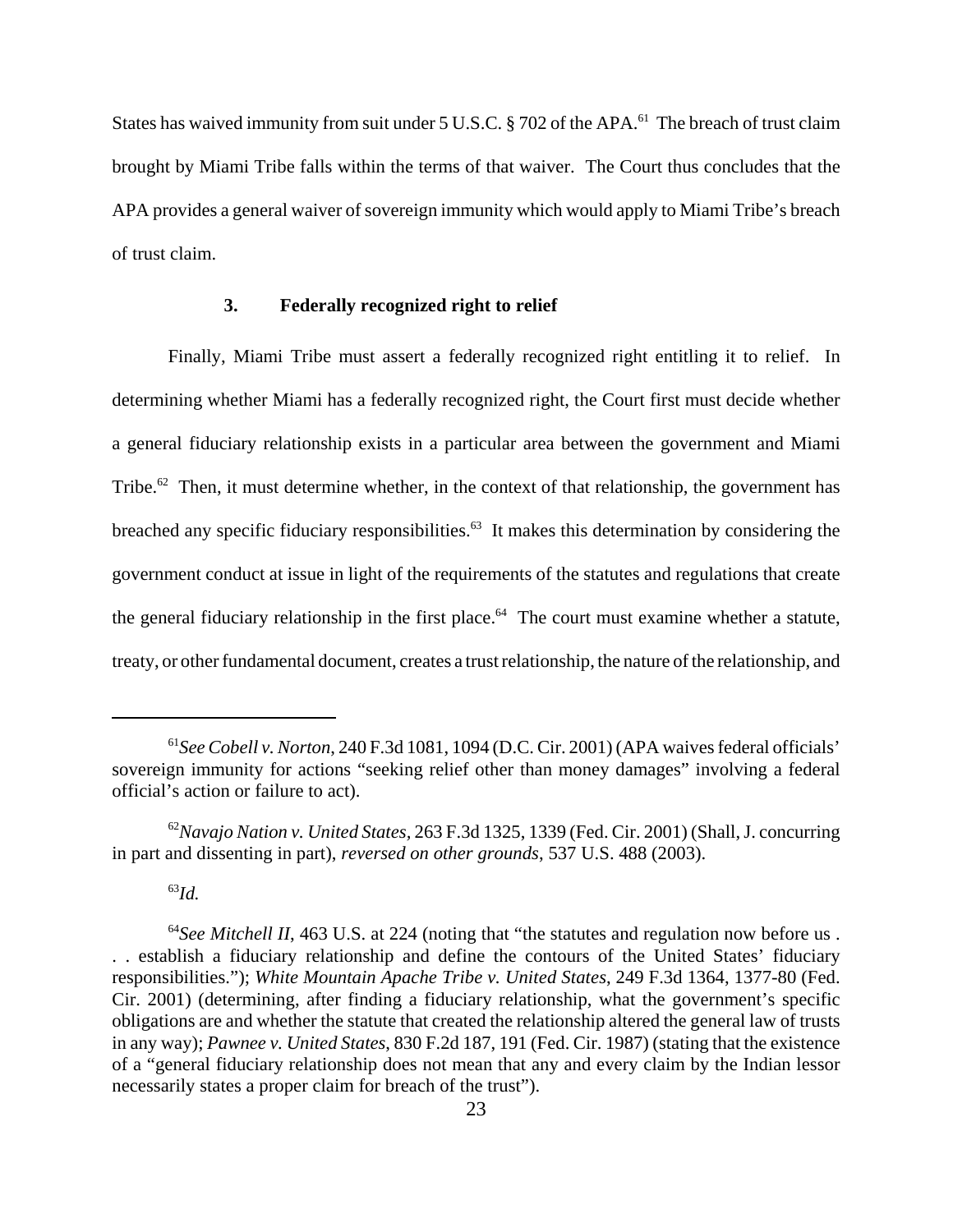States has waived immunity from suit under 5 U.S.C. § 702 of the APA.[61] The breach of trust claim brought by Miami Tribe falls within the terms of that waiver. The Court thus concludes that the APA provides a general waiver of sovereign immunity which would apply to Miami Tribe's breach of trust claim.

### 3. Federally recognized right to relief

Finally, Miami Tribe must assert a federally recognized right entitling it to relief. In determining whether Miami has a federally recognized right, the Court first must decide whether a general fiduciary relationship exists in a particular area between the government and Miami Tribe.[62] Then, it must determine whether, in the context of that relationship, the government has breached any specific fiduciary responsibilities.[63] It makes this determination by considering the government conduct at issue in light of the requirements of the statutes and regulations that create the general fiduciary relationship in the first place.[64] The court must examine whether a statute, treaty, or other fundamental document, creates a trust relationship, the nature of the relationship, and

---

[61] *See Cobell v. Norton*, 240 F.3d 1081, 1094 (D.C. Cir. 2001) (APA waives federal officials' sovereign immunity for actions "seeking relief other than money damages" involving a federal official's action or failure to act).

[62] *Navajo Nation v. United States*, 263 F.3d 1325, 1339 (Fed. Cir. 2001) (Shall, J. concurring in part and dissenting in part), *reversed on other grounds*, 537 U.S. 488 (2003).

[63] *Id.*

[64] *See Mitchell II*, 463 U.S. at 224 (noting that "the statutes and regulation now before us . . . establish a fiduciary relationship and define the contours of the United States' fiduciary responsibilities."); *White Mountain Apache Tribe v. United States*, 249 F.3d 1364, 1377-80 (Fed. Cir. 2001) (determining, after finding a fiduciary relationship, what the government's specific obligations are and whether the statute that created the relationship altered the general law of trusts in any way); *Pawnee v. United States*, 830 F.2d 187, 191 (Fed. Cir. 1987) (stating that the existence of a "general fiduciary relationship does not mean that any and every claim by the Indian lessor necessarily states a proper claim for breach of the trust").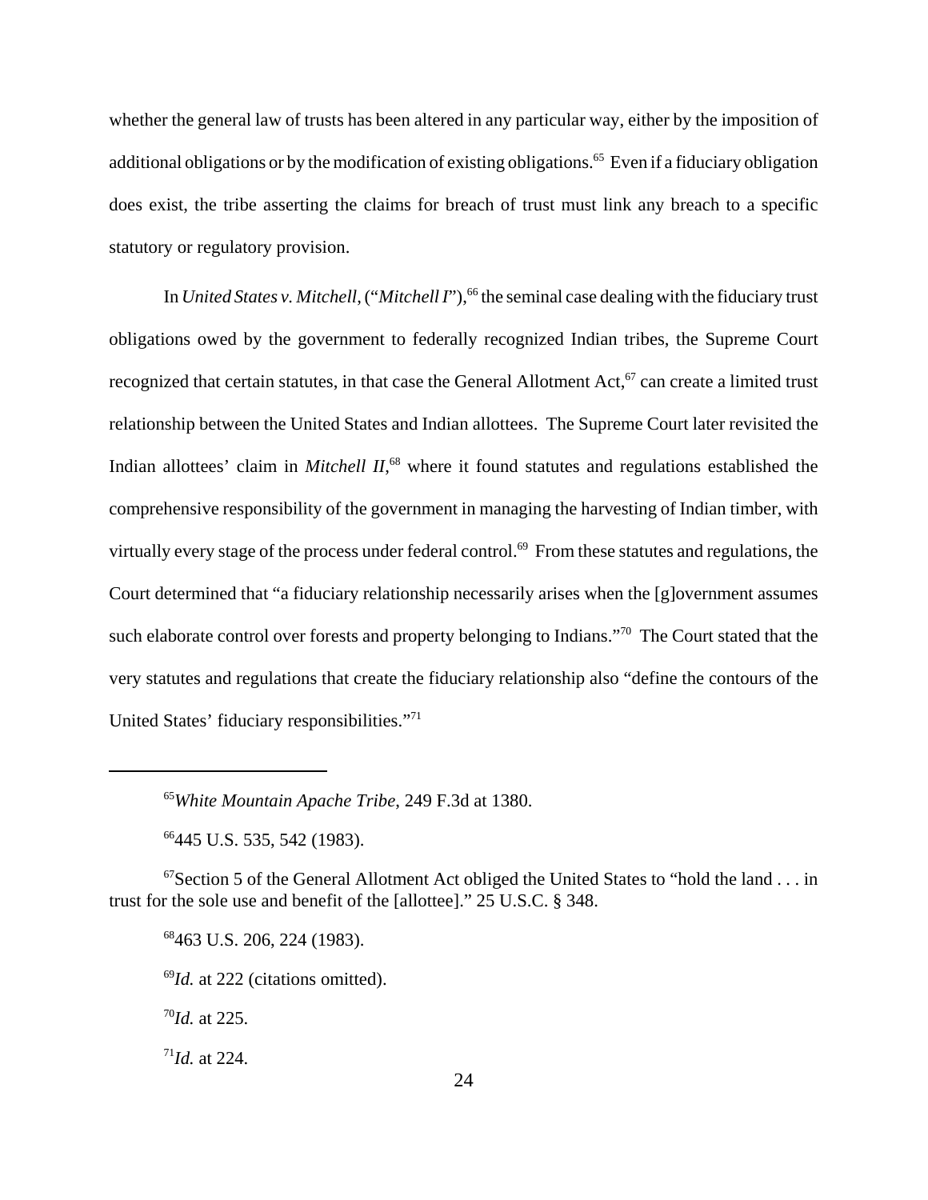whether the general law of trusts has been altered in any particular way, either by the imposition of additional obligations or by the modification of existing obligations.[65] Even if a fiduciary obligation does exist, the tribe asserting the claims for breach of trust must link any breach to a specific statutory or regulatory provision.

In *United States v. Mitchell*, ("*Mitchell I*"),[66] the seminal case dealing with the fiduciary trust obligations owed by the government to federally recognized Indian tribes, the Supreme Court recognized that certain statutes, in that case the General Allotment Act,[67] can create a limited trust relationship between the United States and Indian allottees. The Supreme Court later revisited the Indian allottees' claim in *Mitchell II*,[68] where it found statutes and regulations established the comprehensive responsibility of the government in managing the harvesting of Indian timber, with virtually every stage of the process under federal control.[69] From these statutes and regulations, the Court determined that "a fiduciary relationship necessarily arises when the [g]overnment assumes such elaborate control over forests and property belonging to Indians."[70] The Court stated that the very statutes and regulations that create the fiduciary relationship also "define the contours of the United States' fiduciary responsibilities."[71]

---

[65] *White Mountain Apache Tribe*, 249 F.3d at 1380.

[66] 445 U.S. 535, 542 (1983).

[67] Section 5 of the General Allotment Act obliged the United States to "hold the land . . . in trust for the sole use and benefit of the [allottee]." 25 U.S.C. § 348.

[68] 463 U.S. 206, 224 (1983).

[69] *Id.* at 222 (citations omitted).

[70] *Id.* at 225.

[71] *Id.* at 224.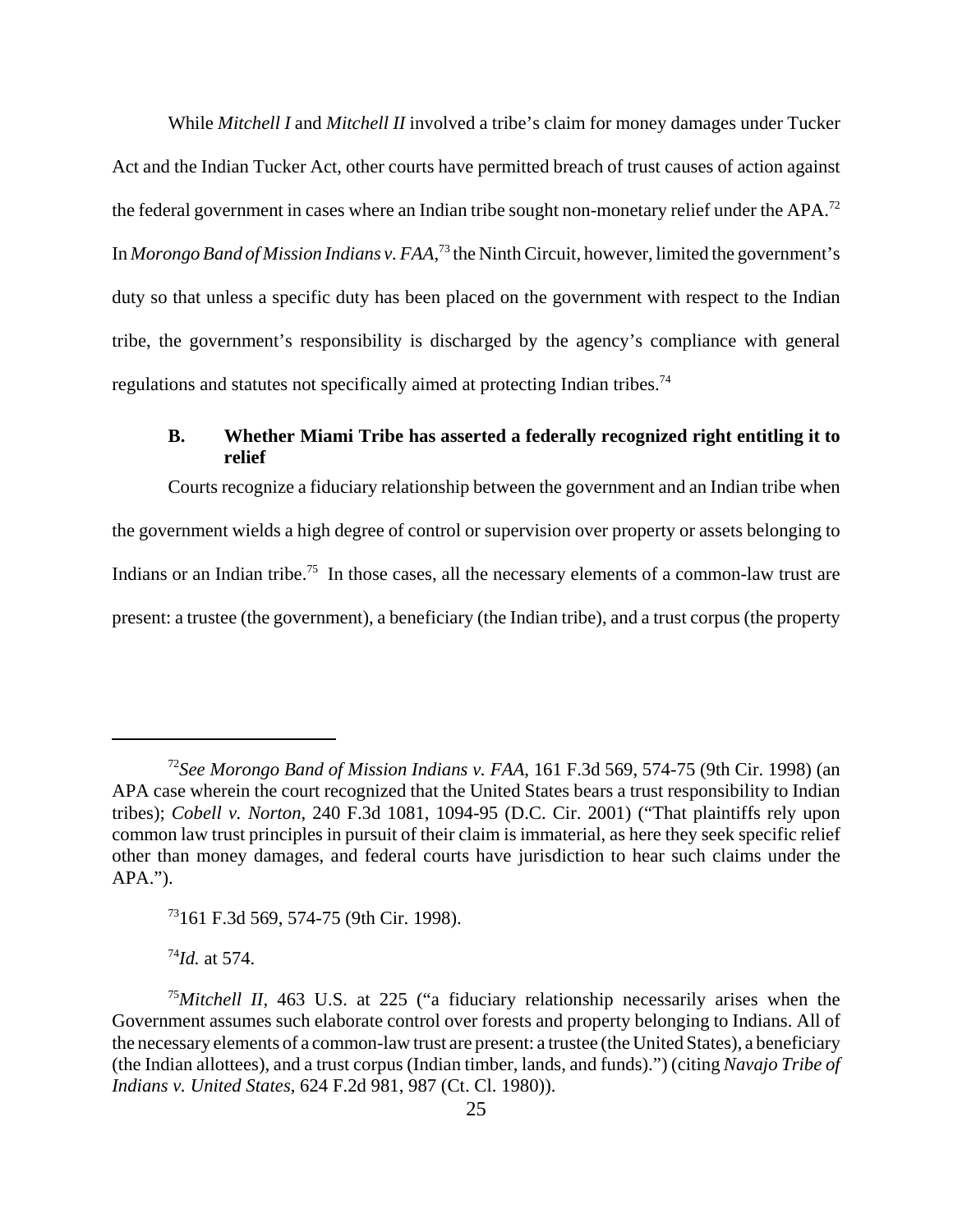While *Mitchell I* and *Mitchell II* involved a tribe's claim for money damages under Tucker Act and the Indian Tucker Act, other courts have permitted breach of trust causes of action against the federal government in cases where an Indian tribe sought non-monetary relief under the APA.[72] In *Morongo Band of Mission Indians v. FAA*,[73] the Ninth Circuit, however, limited the government's duty so that unless a specific duty has been placed on the government with respect to the Indian tribe, the government's responsibility is discharged by the agency's compliance with general regulations and statutes not specifically aimed at protecting Indian tribes.[74]

### B. Whether Miami Tribe has asserted a federally recognized right entitling it to relief

Courts recognize a fiduciary relationship between the government and an Indian tribe when the government wields a high degree of control or supervision over property or assets belonging to Indians or an Indian tribe.[75] In those cases, all the necessary elements of a common-law trust are present: a trustee (the government), a beneficiary (the Indian tribe), and a trust corpus (the property

---

[72]*See Morongo Band of Mission Indians v. FAA*, 161 F.3d 569, 574-75 (9th Cir. 1998) (an APA case wherein the court recognized that the United States bears a trust responsibility to Indian tribes); *Cobell v. Norton*, 240 F.3d 1081, 1094-95 (D.C. Cir. 2001) ("That plaintiffs rely upon common law trust principles in pursuit of their claim is immaterial, as here they seek specific relief other than money damages, and federal courts have jurisdiction to hear such claims under the APA.").

[73]161 F.3d 569, 574-75 (9th Cir. 1998).

[74]*Id.* at 574.

[75]*Mitchell II*, 463 U.S. at 225 ("a fiduciary relationship necessarily arises when the Government assumes such elaborate control over forests and property belonging to Indians. All of the necessary elements of a common-law trust are present: a trustee (the United States), a beneficiary (the Indian allottees), and a trust corpus (Indian timber, lands, and funds).") (citing *Navajo Tribe of Indians v. United States*, 624 F.2d 981, 987 (Ct. Cl. 1980)).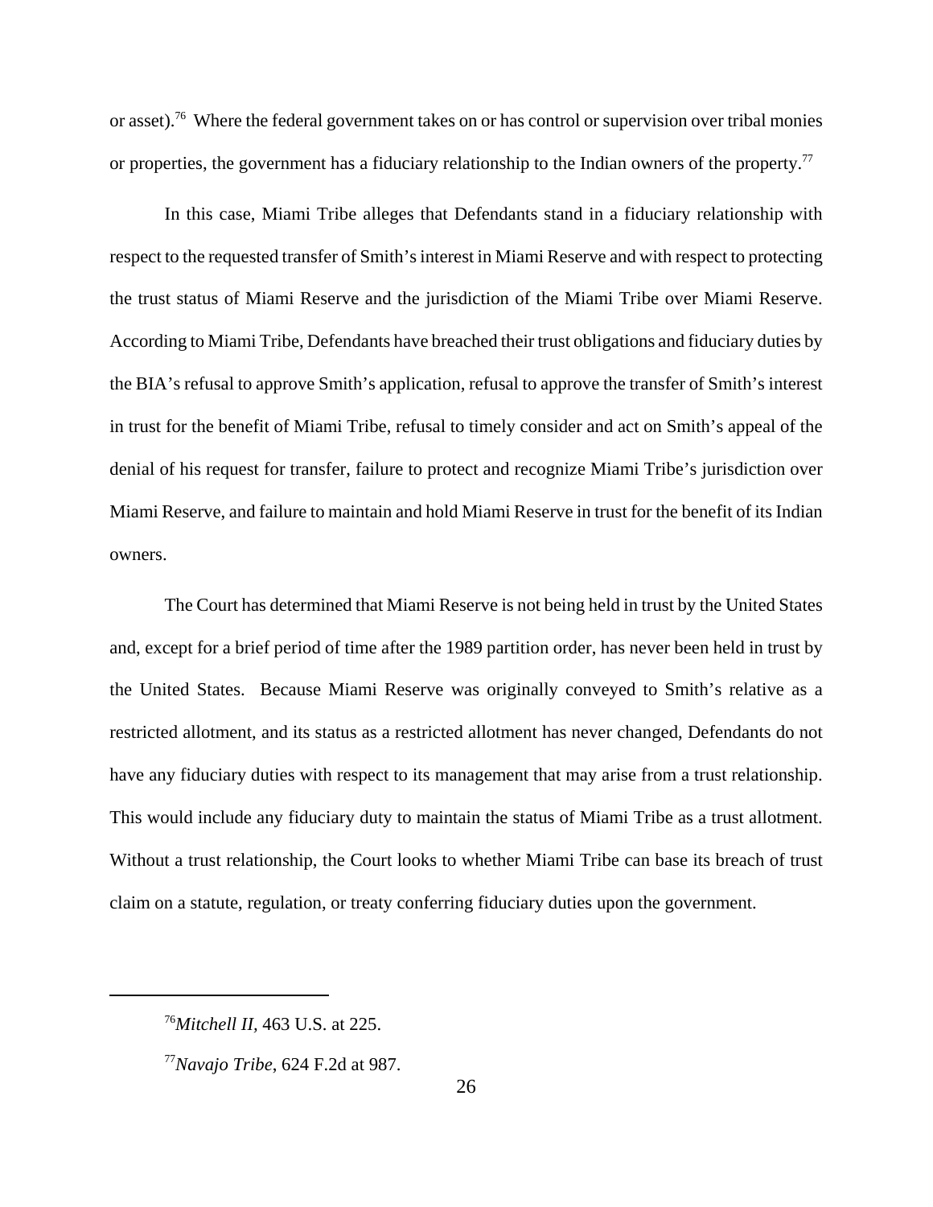or asset).[76] Where the federal government takes on or has control or supervision over tribal monies or properties, the government has a fiduciary relationship to the Indian owners of the property.[77]

In this case, Miami Tribe alleges that Defendants stand in a fiduciary relationship with respect to the requested transfer of Smith's interest in Miami Reserve and with respect to protecting the trust status of Miami Reserve and the jurisdiction of the Miami Tribe over Miami Reserve. According to Miami Tribe, Defendants have breached their trust obligations and fiduciary duties by the BIA's refusal to approve Smith's application, refusal to approve the transfer of Smith's interest in trust for the benefit of Miami Tribe, refusal to timely consider and act on Smith's appeal of the denial of his request for transfer, failure to protect and recognize Miami Tribe's jurisdiction over Miami Reserve, and failure to maintain and hold Miami Reserve in trust for the benefit of its Indian owners.

The Court has determined that Miami Reserve is not being held in trust by the United States and, except for a brief period of time after the 1989 partition order, has never been held in trust by the United States. Because Miami Reserve was originally conveyed to Smith's relative as a restricted allotment, and its status as a restricted allotment has never changed, Defendants do not have any fiduciary duties with respect to its management that may arise from a trust relationship. This would include any fiduciary duty to maintain the status of Miami Tribe as a trust allotment. Without a trust relationship, the Court looks to whether Miami Tribe can base its breach of trust claim on a statute, regulation, or treaty conferring fiduciary duties upon the government.

---

[76] *Mitchell II,* 463 U.S. at 225.

[77] *Navajo Tribe*, 624 F.2d at 987.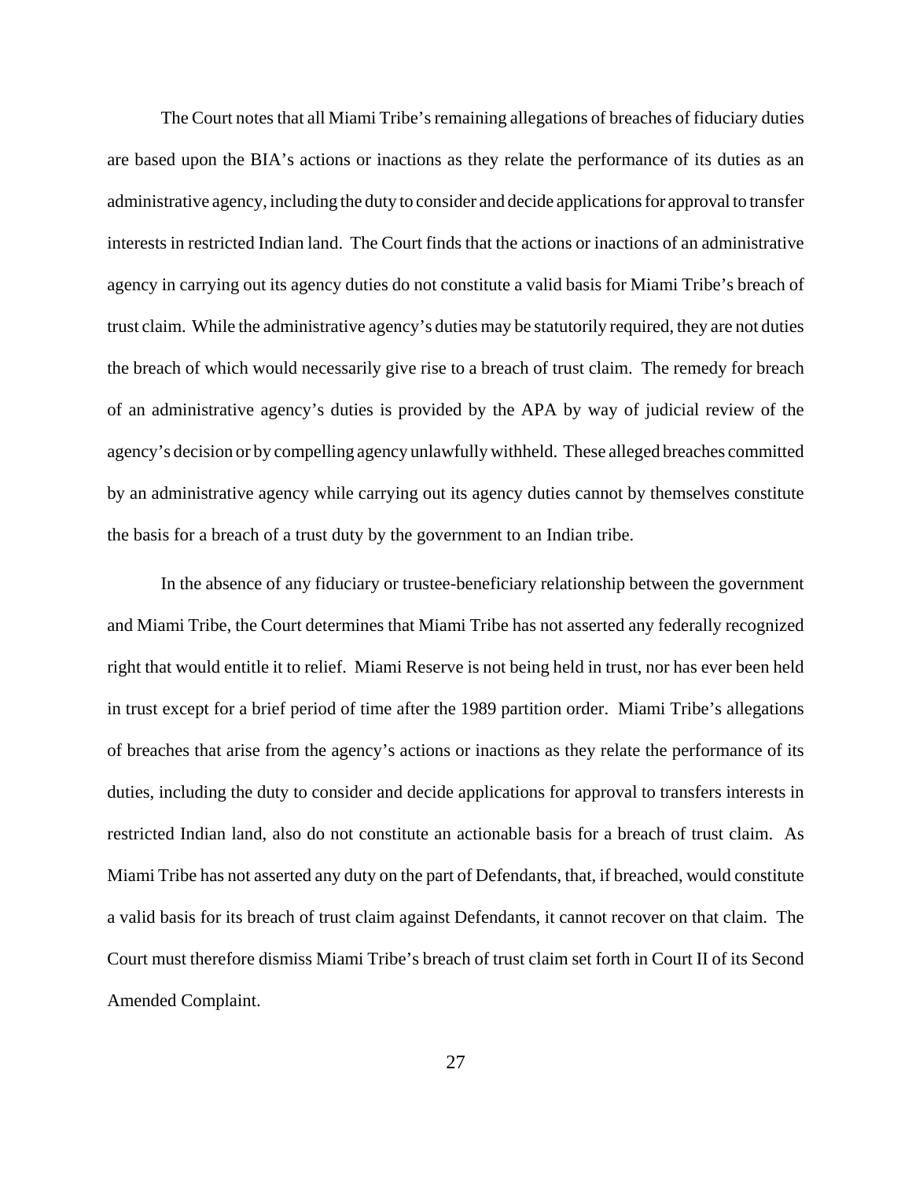The Court notes that all Miami Tribe's remaining allegations of breaches of fiduciary duties are based upon the BIA's actions or inactions as they relate the performance of its duties as an administrative agency, including the duty to consider and decide applications for approval to transfer interests in restricted Indian land. The Court finds that the actions or inactions of an administrative agency in carrying out its agency duties do not constitute a valid basis for Miami Tribe's breach of trust claim. While the administrative agency's duties may be statutorily required, they are not duties the breach of which would necessarily give rise to a breach of trust claim. The remedy for breach of an administrative agency's duties is provided by the APA by way of judicial review of the agency's decision or by compelling agency unlawfully withheld. These alleged breaches committed by an administrative agency while carrying out its agency duties cannot by themselves constitute the basis for a breach of a trust duty by the government to an Indian tribe.

In the absence of any fiduciary or trustee-beneficiary relationship between the government and Miami Tribe, the Court determines that Miami Tribe has not asserted any federally recognized right that would entitle it to relief. Miami Reserve is not being held in trust, nor has ever been held in trust except for a brief period of time after the 1989 partition order. Miami Tribe's allegations of breaches that arise from the agency's actions or inactions as they relate the performance of its duties, including the duty to consider and decide applications for approval to transfers interests in restricted Indian land, also do not constitute an actionable basis for a breach of trust claim. As Miami Tribe has not asserted any duty on the part of Defendants, that, if breached, would constitute a valid basis for its breach of trust claim against Defendants, it cannot recover on that claim. The Court must therefore dismiss Miami Tribe's breach of trust claim set forth in Court II of its Second Amended Complaint.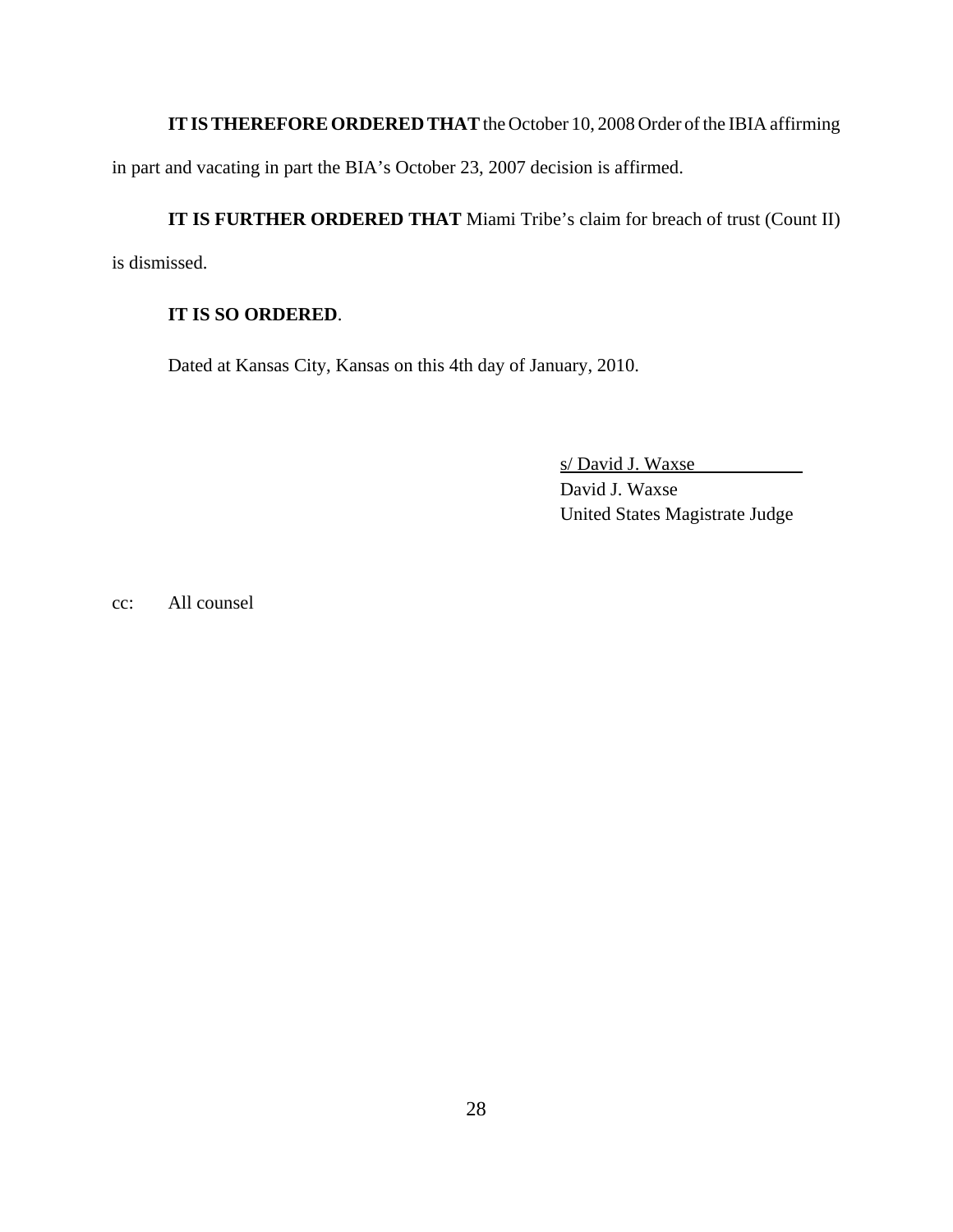**IT IS THEREFORE ORDERED THAT** the October 10, 2008 Order of the IBIA affirming in part and vacating in part the BIA's October 23, 2007 decision is affirmed.

**IT IS FURTHER ORDERED THAT** Miami Tribe's claim for breach of trust (Count II) is dismissed.

**IT IS SO ORDERED**.

Dated at Kansas City, Kansas on this 4th day of January, 2010.

s/ David J. Waxse
David J. Waxse
United States Magistrate Judge

cc: All counsel